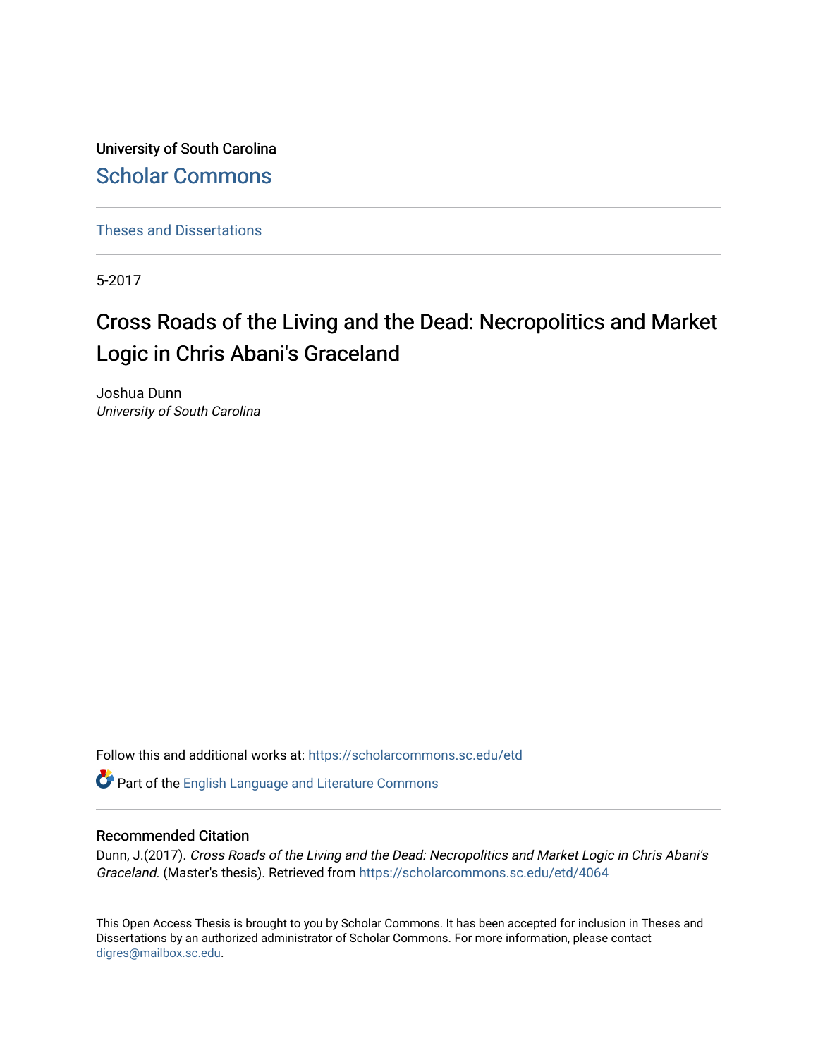University of South Carolina

Scholar Commons

Theses and Dissertations

5-2017

# Cross Roads of the Living and the Dead: Necropolitics and Market Logic in Chris Abani's Graceland

Joshua Dunn
*University of South Carolina*

Follow this and additional works at: https://scholarcommons.sc.edu/etd

Part of the English Language and Literature Commons

## Recommended Citation

Dunn, J.(2017). *Cross Roads of the Living and the Dead: Necropolitics and Market Logic in Chris Abani's Graceland.* (Master's thesis). Retrieved from https://scholarcommons.sc.edu/etd/4064

This Open Access Thesis is brought to you by Scholar Commons. It has been accepted for inclusion in Theses and Dissertations by an authorized administrator of Scholar Commons. For more information, please contact digres@mailbox.sc.edu.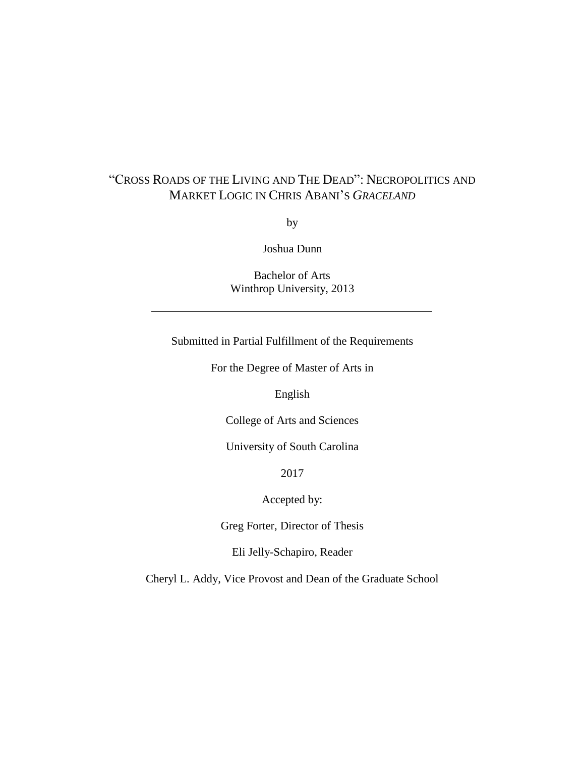# "CROSS ROADS OF THE LIVING AND THE DEAD": NECROPOLITICS AND MARKET LOGIC IN CHRIS ABANI'S *GRACELAND*

by

Joshua Dunn

Bachelor of Arts
Winthrop University, 2013

---

Submitted in Partial Fulfillment of the Requirements

For the Degree of Master of Arts in

English

College of Arts and Sciences

University of South Carolina

2017

Accepted by:

Greg Forter, Director of Thesis

Eli Jelly-Schapiro, Reader

Cheryl L. Addy, Vice Provost and Dean of the Graduate School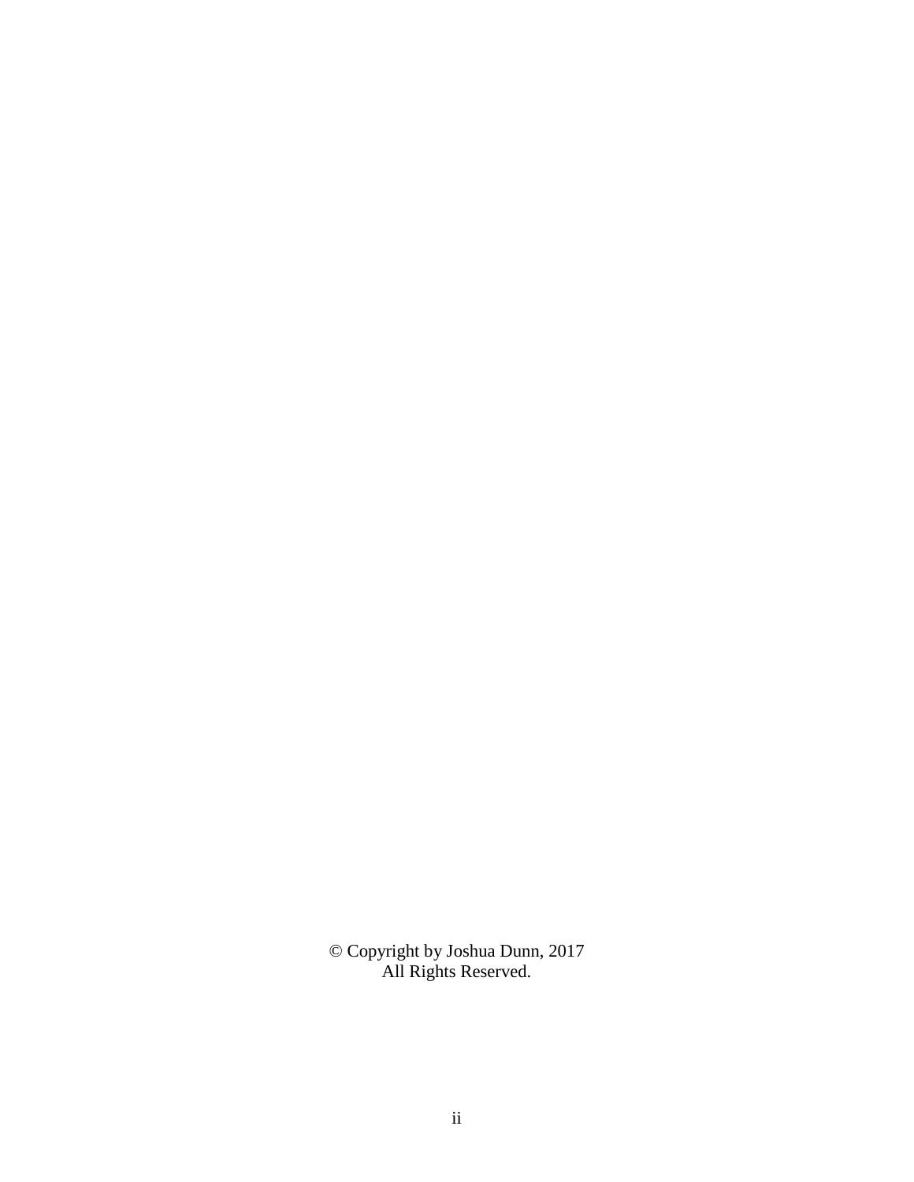© Copyright by Joshua Dunn, 2017
All Rights Reserved.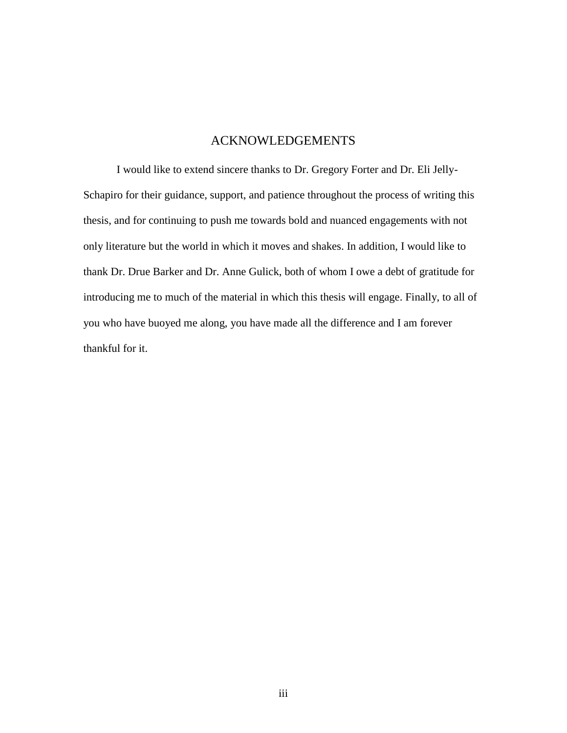# ACKNOWLEDGEMENTS

I would like to extend sincere thanks to Dr. Gregory Forter and Dr. Eli Jelly-Schapiro for their guidance, support, and patience throughout the process of writing this thesis, and for continuing to push me towards bold and nuanced engagements with not only literature but the world in which it moves and shakes. In addition, I would like to thank Dr. Drue Barker and Dr. Anne Gulick, both of whom I owe a debt of gratitude for introducing me to much of the material in which this thesis will engage. Finally, to all of you who have buoyed me along, you have made all the difference and I am forever thankful for it.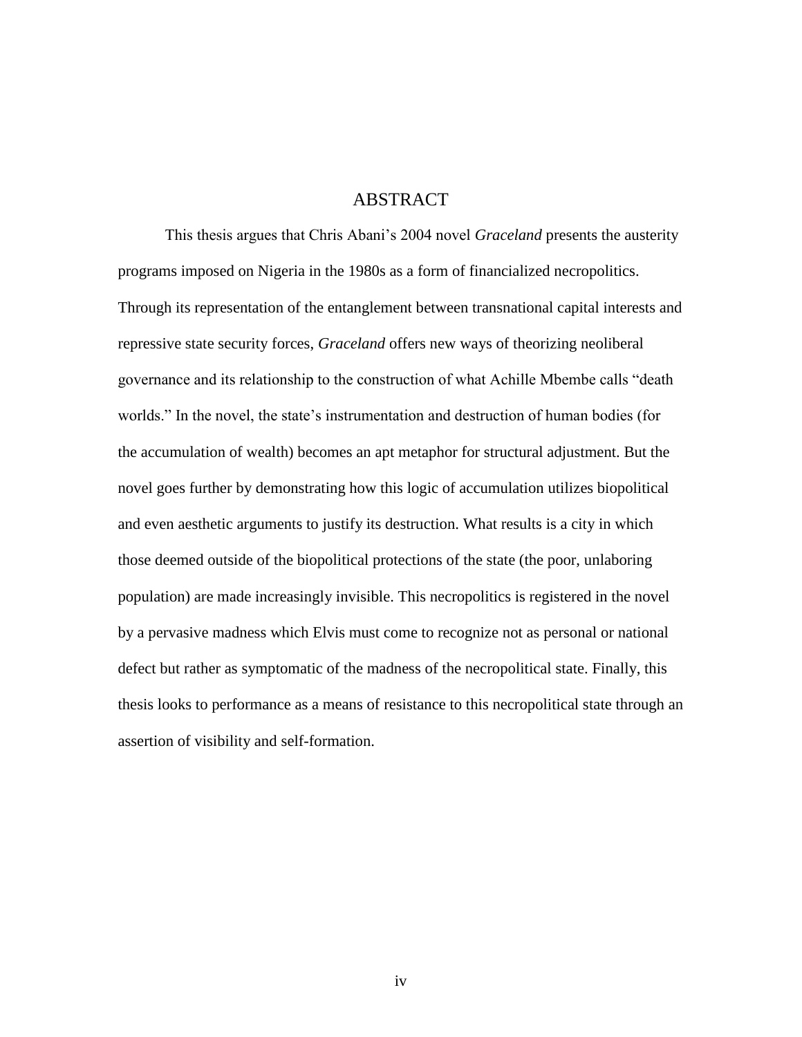# ABSTRACT

This thesis argues that Chris Abani's 2004 novel *Graceland* presents the austerity programs imposed on Nigeria in the 1980s as a form of financialized necropolitics. Through its representation of the entanglement between transnational capital interests and repressive state security forces, *Graceland* offers new ways of theorizing neoliberal governance and its relationship to the construction of what Achille Mbembe calls "death worlds." In the novel, the state's instrumentation and destruction of human bodies (for the accumulation of wealth) becomes an apt metaphor for structural adjustment. But the novel goes further by demonstrating how this logic of accumulation utilizes biopolitical and even aesthetic arguments to justify its destruction. What results is a city in which those deemed outside of the biopolitical protections of the state (the poor, unlaboring population) are made increasingly invisible. This necropolitics is registered in the novel by a pervasive madness which Elvis must come to recognize not as personal or national defect but rather as symptomatic of the madness of the necropolitical state. Finally, this thesis looks to performance as a means of resistance to this necropolitical state through an assertion of visibility and self-formation.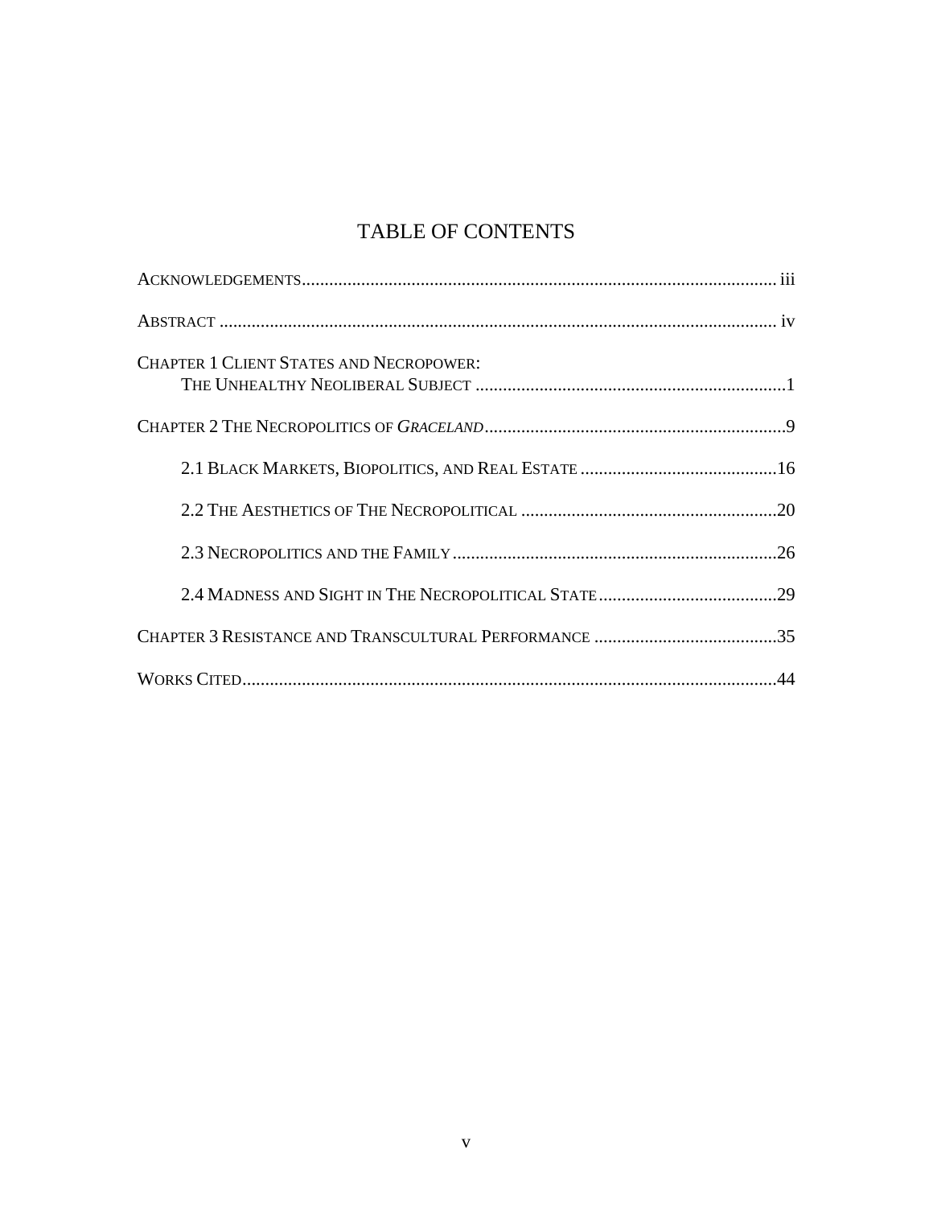# TABLE OF CONTENTS

Acknowledgements ........................................................................................................ iii

Abstract ........................................................................................................................ iv

Chapter 1 Client States and Necropower: The Unhealthy Neoliberal Subject ..................................................................... 1

Chapter 2 The Necropolitics of *Graceland* ..................................................................... 9

- 2.1 Black Markets, Biopolitics, and Real Estate ........................................... 16
- 2.2 The Aesthetics of The Necropolitical ........................................................ 20
- 2.3 Necropolitics and the Family ...................................................................... 26
- 2.4 Madness and Sight in The Necropolitical State ....................................... 29

Chapter 3 Resistance and Transcultural Performance ........................................ 35

Works Cited ................................................................................................................... 44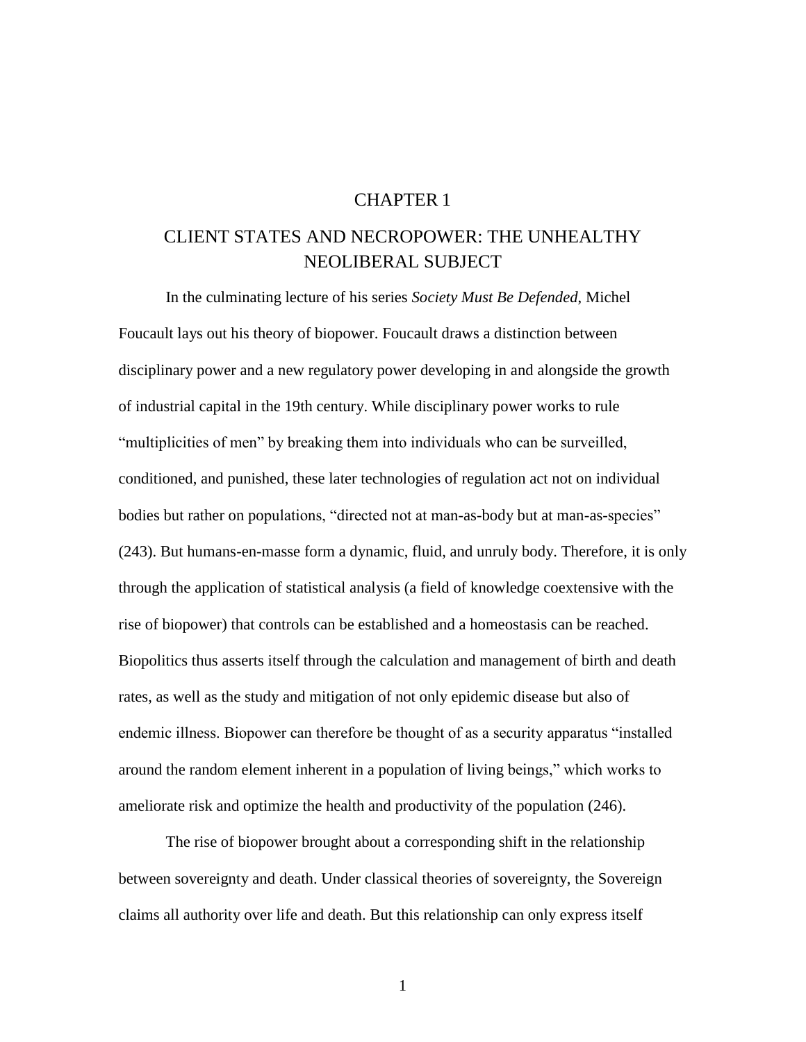# CHAPTER 1

## CLIENT STATES AND NECROPOWER: THE UNHEALTHY NEOLIBERAL SUBJECT

In the culminating lecture of his series *Society Must Be Defended*, Michel Foucault lays out his theory of biopower. Foucault draws a distinction between disciplinary power and a new regulatory power developing in and alongside the growth of industrial capital in the 19th century. While disciplinary power works to rule "multiplicities of men" by breaking them into individuals who can be surveilled, conditioned, and punished, these later technologies of regulation act not on individual bodies but rather on populations, "directed not at man-as-body but at man-as-species" (243). But humans-en-masse form a dynamic, fluid, and unruly body. Therefore, it is only through the application of statistical analysis (a field of knowledge coextensive with the rise of biopower) that controls can be established and a homeostasis can be reached. Biopolitics thus asserts itself through the calculation and management of birth and death rates, as well as the study and mitigation of not only epidemic disease but also of endemic illness. Biopower can therefore be thought of as a security apparatus "installed around the random element inherent in a population of living beings," which works to ameliorate risk and optimize the health and productivity of the population (246).

The rise of biopower brought about a corresponding shift in the relationship between sovereignty and death. Under classical theories of sovereignty, the Sovereign claims all authority over life and death. But this relationship can only express itself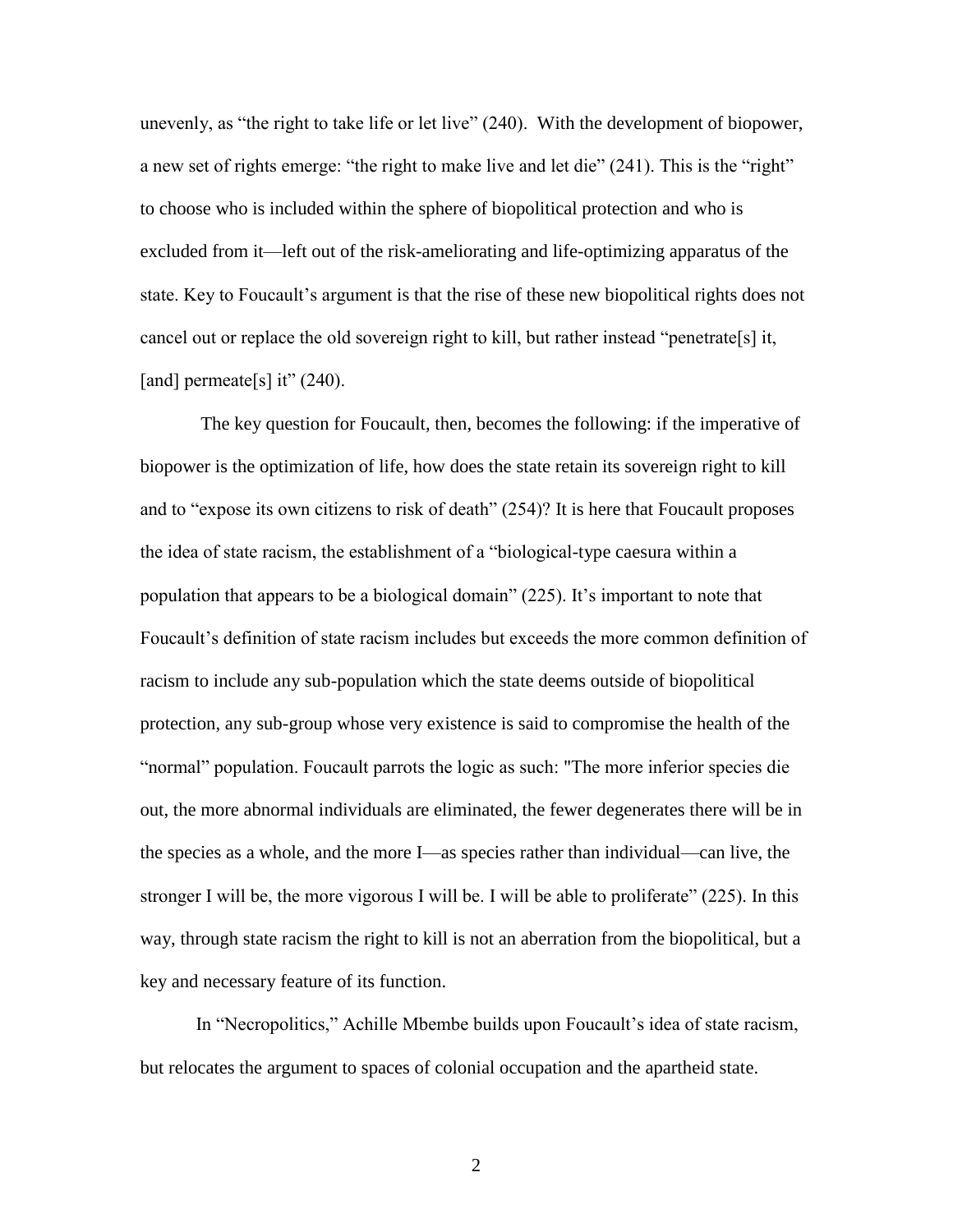unevenly, as "the right to take life or let live" (240). With the development of biopower, a new set of rights emerge: "the right to make live and let die" (241). This is the "right" to choose who is included within the sphere of biopolitical protection and who is excluded from it—left out of the risk-ameliorating and life-optimizing apparatus of the state. Key to Foucault's argument is that the rise of these new biopolitical rights does not cancel out or replace the old sovereign right to kill, but rather instead "penetrate[s] it, [and] permeate[s] it" (240).

The key question for Foucault, then, becomes the following: if the imperative of biopower is the optimization of life, how does the state retain its sovereign right to kill and to "expose its own citizens to risk of death" (254)? It is here that Foucault proposes the idea of state racism, the establishment of a "biological-type caesura within a population that appears to be a biological domain" (225). It's important to note that Foucault's definition of state racism includes but exceeds the more common definition of racism to include any sub-population which the state deems outside of biopolitical protection, any sub-group whose very existence is said to compromise the health of the "normal" population. Foucault parrots the logic as such: "The more inferior species die out, the more abnormal individuals are eliminated, the fewer degenerates there will be in the species as a whole, and the more I—as species rather than individual—can live, the stronger I will be, the more vigorous I will be. I will be able to proliferate" (225). In this way, through state racism the right to kill is not an aberration from the biopolitical, but a key and necessary feature of its function.

In "Necropolitics," Achille Mbembe builds upon Foucault's idea of state racism, but relocates the argument to spaces of colonial occupation and the apartheid state.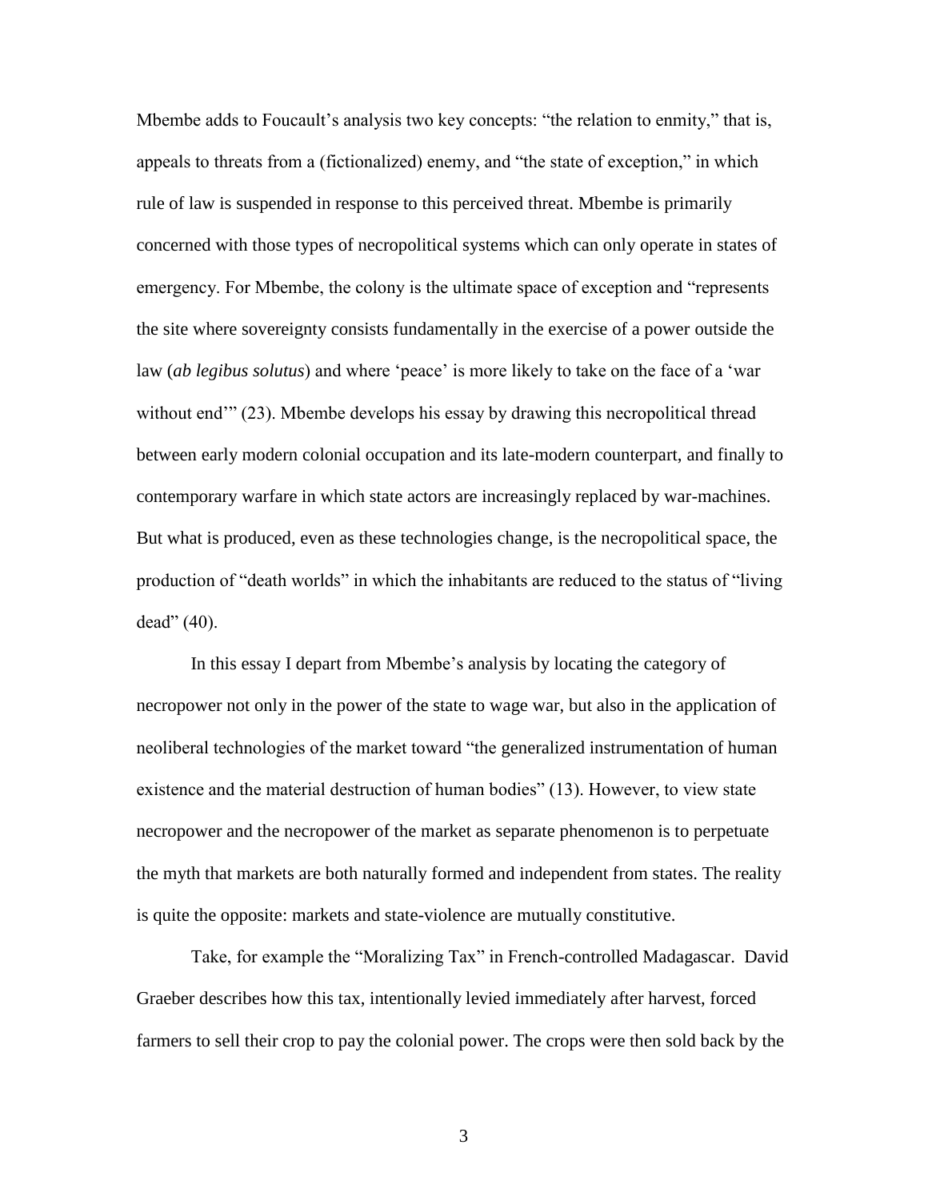Mbembe adds to Foucault's analysis two key concepts: "the relation to enmity," that is, appeals to threats from a (fictionalized) enemy, and "the state of exception," in which rule of law is suspended in response to this perceived threat. Mbembe is primarily concerned with those types of necropolitical systems which can only operate in states of emergency. For Mbembe, the colony is the ultimate space of exception and "represents the site where sovereignty consists fundamentally in the exercise of a power outside the law (*ab legibus solutus*) and where 'peace' is more likely to take on the face of a 'war without end'" (23). Mbembe develops his essay by drawing this necropolitical thread between early modern colonial occupation and its late-modern counterpart, and finally to contemporary warfare in which state actors are increasingly replaced by war-machines. But what is produced, even as these technologies change, is the necropolitical space, the production of "death worlds" in which the inhabitants are reduced to the status of "living dead" (40).

In this essay I depart from Mbembe's analysis by locating the category of necropower not only in the power of the state to wage war, but also in the application of neoliberal technologies of the market toward "the generalized instrumentation of human existence and the material destruction of human bodies" (13). However, to view state necropower and the necropower of the market as separate phenomenon is to perpetuate the myth that markets are both naturally formed and independent from states. The reality is quite the opposite: markets and state-violence are mutually constitutive.

Take, for example the "Moralizing Tax" in French-controlled Madagascar. David Graeber describes how this tax, intentionally levied immediately after harvest, forced farmers to sell their crop to pay the colonial power. The crops were then sold back by the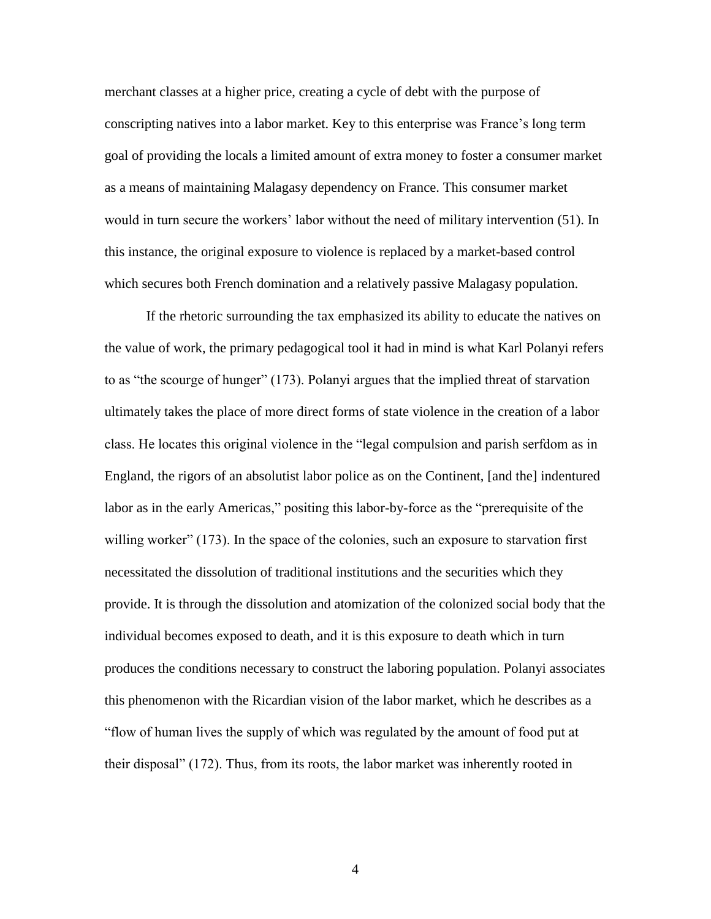merchant classes at a higher price, creating a cycle of debt with the purpose of conscripting natives into a labor market. Key to this enterprise was France's long term goal of providing the locals a limited amount of extra money to foster a consumer market as a means of maintaining Malagasy dependency on France. This consumer market would in turn secure the workers' labor without the need of military intervention (51). In this instance, the original exposure to violence is replaced by a market-based control which secures both French domination and a relatively passive Malagasy population.

If the rhetoric surrounding the tax emphasized its ability to educate the natives on the value of work, the primary pedagogical tool it had in mind is what Karl Polanyi refers to as "the scourge of hunger" (173). Polanyi argues that the implied threat of starvation ultimately takes the place of more direct forms of state violence in the creation of a labor class. He locates this original violence in the "legal compulsion and parish serfdom as in England, the rigors of an absolutist labor police as on the Continent, [and the] indentured labor as in the early Americas," positing this labor-by-force as the "prerequisite of the willing worker" (173). In the space of the colonies, such an exposure to starvation first necessitated the dissolution of traditional institutions and the securities which they provide. It is through the dissolution and atomization of the colonized social body that the individual becomes exposed to death, and it is this exposure to death which in turn produces the conditions necessary to construct the laboring population. Polanyi associates this phenomenon with the Ricardian vision of the labor market, which he describes as a "flow of human lives the supply of which was regulated by the amount of food put at their disposal" (172). Thus, from its roots, the labor market was inherently rooted in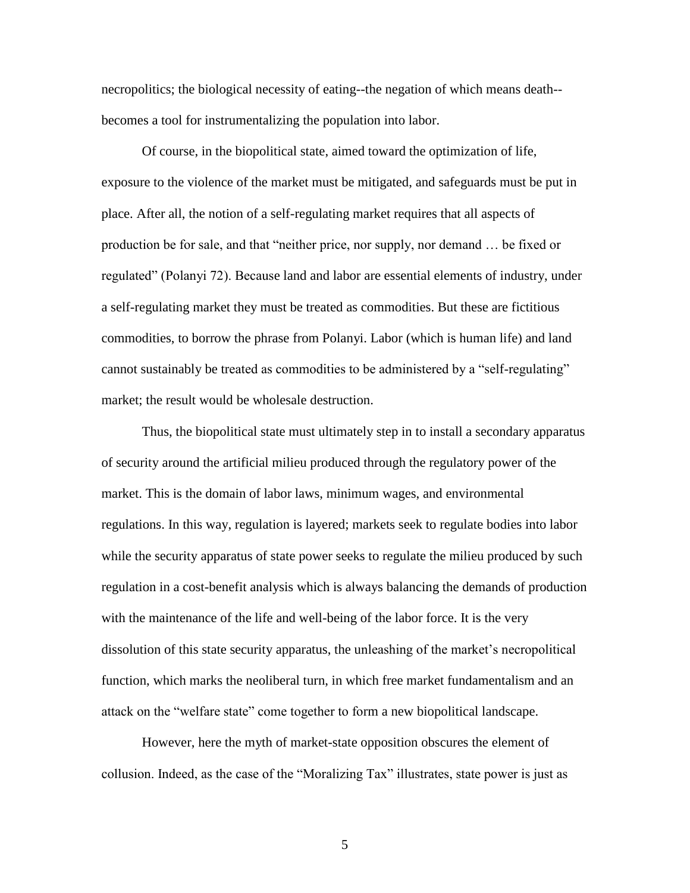necropolitics; the biological necessity of eating--the negation of which means death--becomes a tool for instrumentalizing the population into labor.

Of course, in the biopolitical state, aimed toward the optimization of life, exposure to the violence of the market must be mitigated, and safeguards must be put in place. After all, the notion of a self-regulating market requires that all aspects of production be for sale, and that "neither price, nor supply, nor demand … be fixed or regulated" (Polanyi 72). Because land and labor are essential elements of industry, under a self-regulating market they must be treated as commodities. But these are fictitious commodities, to borrow the phrase from Polanyi. Labor (which is human life) and land cannot sustainably be treated as commodities to be administered by a "self-regulating" market; the result would be wholesale destruction.

Thus, the biopolitical state must ultimately step in to install a secondary apparatus of security around the artificial milieu produced through the regulatory power of the market. This is the domain of labor laws, minimum wages, and environmental regulations. In this way, regulation is layered; markets seek to regulate bodies into labor while the security apparatus of state power seeks to regulate the milieu produced by such regulation in a cost-benefit analysis which is always balancing the demands of production with the maintenance of the life and well-being of the labor force. It is the very dissolution of this state security apparatus, the unleashing of the market's necropolitical function, which marks the neoliberal turn, in which free market fundamentalism and an attack on the "welfare state" come together to form a new biopolitical landscape.

However, here the myth of market-state opposition obscures the element of collusion. Indeed, as the case of the "Moralizing Tax" illustrates, state power is just as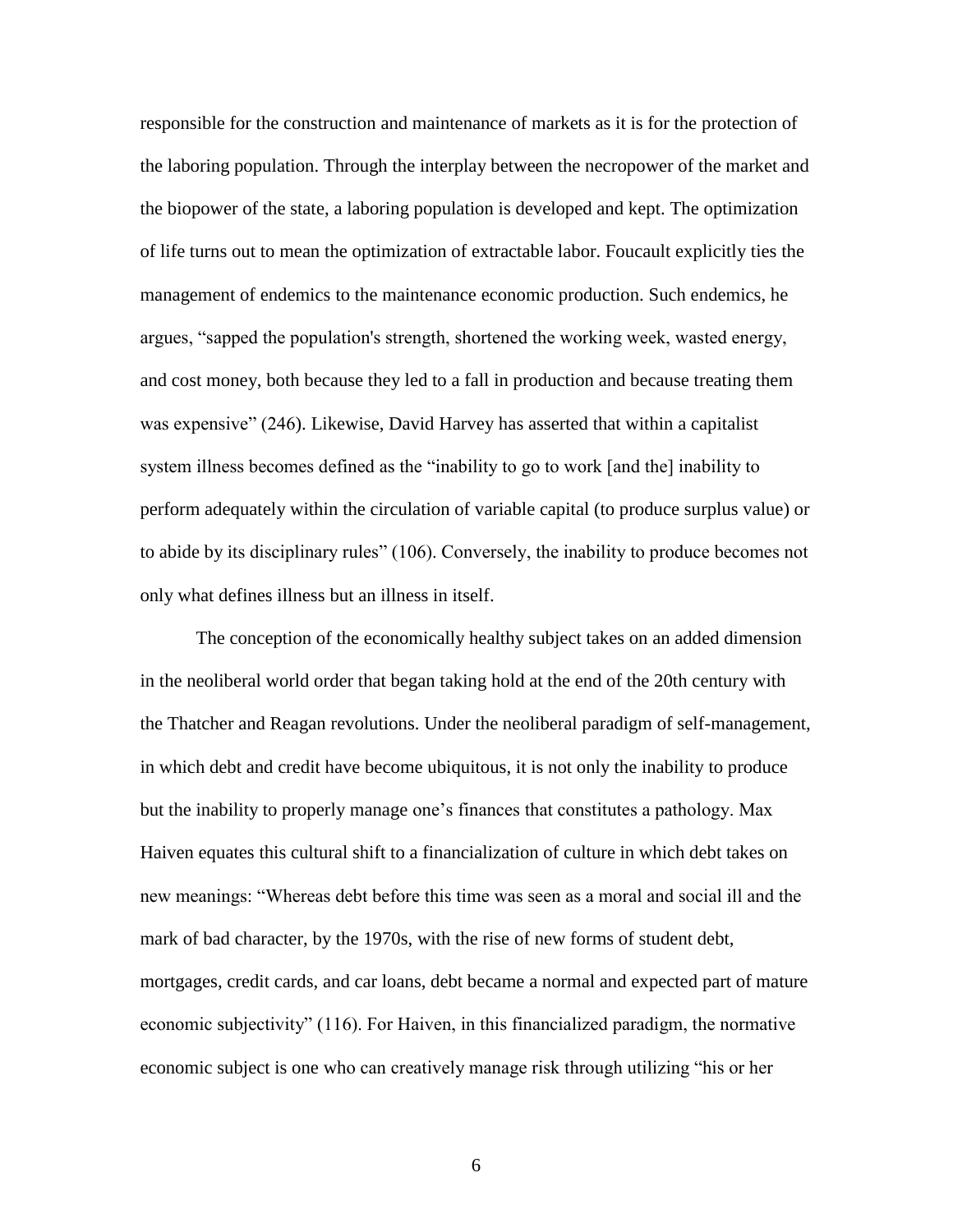responsible for the construction and maintenance of markets as it is for the protection of the laboring population. Through the interplay between the necropower of the market and the biopower of the state, a laboring population is developed and kept. The optimization of life turns out to mean the optimization of extractable labor. Foucault explicitly ties the management of endemics to the maintenance economic production. Such endemics, he argues, "sapped the population's strength, shortened the working week, wasted energy, and cost money, both because they led to a fall in production and because treating them was expensive" (246). Likewise, David Harvey has asserted that within a capitalist system illness becomes defined as the "inability to go to work [and the] inability to perform adequately within the circulation of variable capital (to produce surplus value) or to abide by its disciplinary rules" (106). Conversely, the inability to produce becomes not only what defines illness but an illness in itself.

The conception of the economically healthy subject takes on an added dimension in the neoliberal world order that began taking hold at the end of the 20th century with the Thatcher and Reagan revolutions. Under the neoliberal paradigm of self-management, in which debt and credit have become ubiquitous, it is not only the inability to produce but the inability to properly manage one's finances that constitutes a pathology. Max Haiven equates this cultural shift to a financialization of culture in which debt takes on new meanings: "Whereas debt before this time was seen as a moral and social ill and the mark of bad character, by the 1970s, with the rise of new forms of student debt, mortgages, credit cards, and car loans, debt became a normal and expected part of mature economic subjectivity" (116). For Haiven, in this financialized paradigm, the normative economic subject is one who can creatively manage risk through utilizing "his or her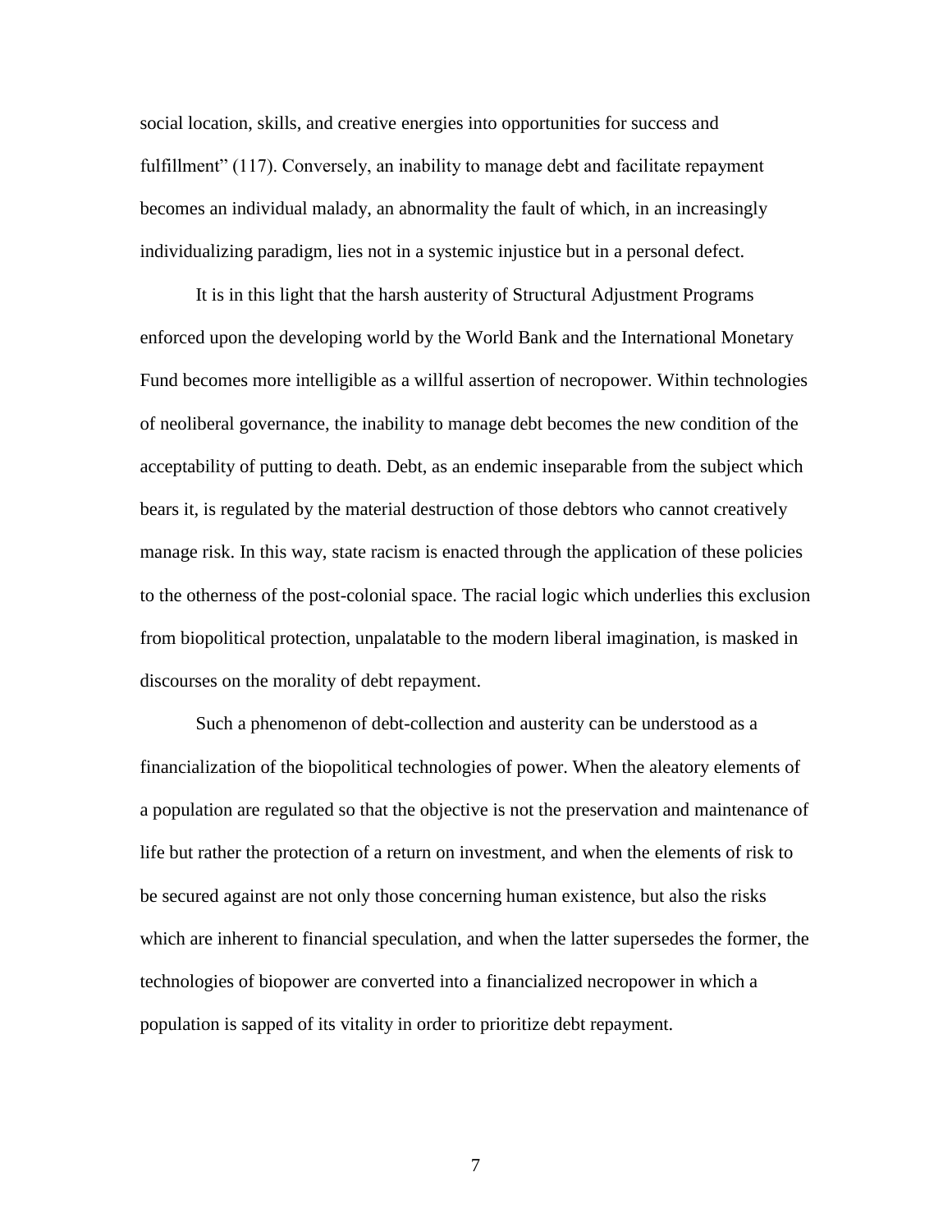social location, skills, and creative energies into opportunities for success and fulfillment" (117). Conversely, an inability to manage debt and facilitate repayment becomes an individual malady, an abnormality the fault of which, in an increasingly individualizing paradigm, lies not in a systemic injustice but in a personal defect.

It is in this light that the harsh austerity of Structural Adjustment Programs enforced upon the developing world by the World Bank and the International Monetary Fund becomes more intelligible as a willful assertion of necropower. Within technologies of neoliberal governance, the inability to manage debt becomes the new condition of the acceptability of putting to death. Debt, as an endemic inseparable from the subject which bears it, is regulated by the material destruction of those debtors who cannot creatively manage risk. In this way, state racism is enacted through the application of these policies to the otherness of the post-colonial space. The racial logic which underlies this exclusion from biopolitical protection, unpalatable to the modern liberal imagination, is masked in discourses on the morality of debt repayment.

Such a phenomenon of debt-collection and austerity can be understood as a financialization of the biopolitical technologies of power. When the aleatory elements of a population are regulated so that the objective is not the preservation and maintenance of life but rather the protection of a return on investment, and when the elements of risk to be secured against are not only those concerning human existence, but also the risks which are inherent to financial speculation, and when the latter supersedes the former, the technologies of biopower are converted into a financialized necropower in which a population is sapped of its vitality in order to prioritize debt repayment.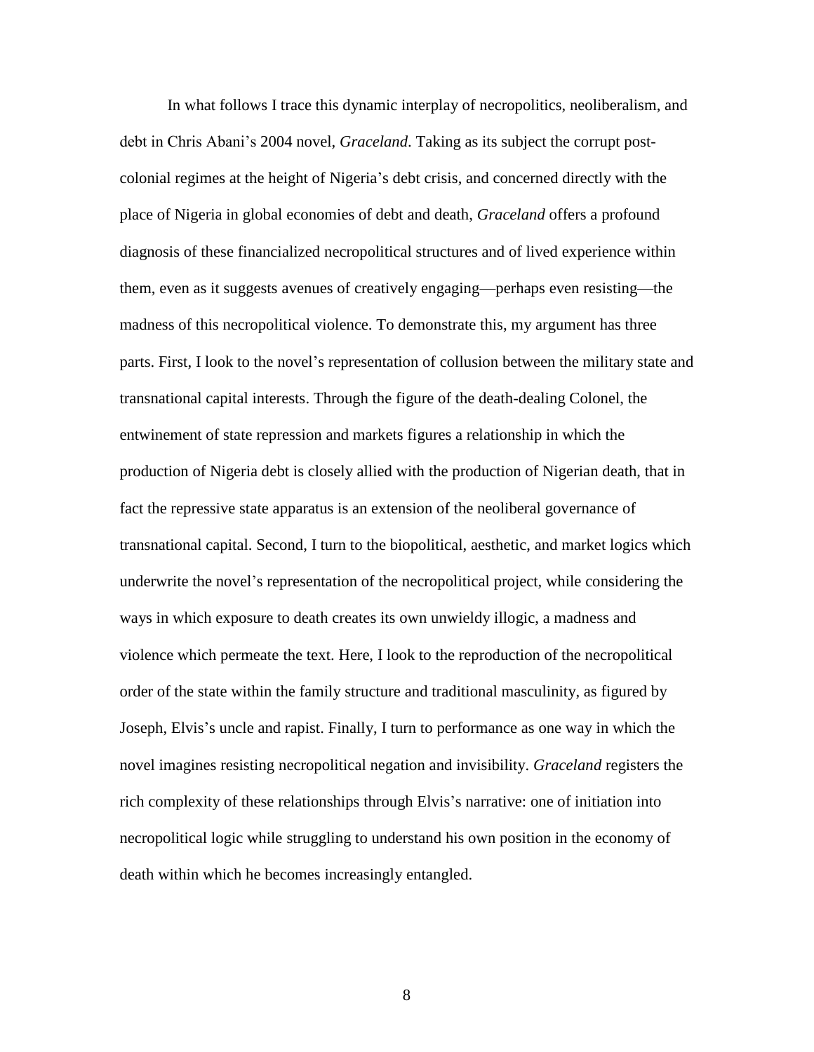In what follows I trace this dynamic interplay of necropolitics, neoliberalism, and debt in Chris Abani's 2004 novel, *Graceland*. Taking as its subject the corrupt post-colonial regimes at the height of Nigeria's debt crisis, and concerned directly with the place of Nigeria in global economies of debt and death, *Graceland* offers a profound diagnosis of these financialized necropolitical structures and of lived experience within them, even as it suggests avenues of creatively engaging—perhaps even resisting—the madness of this necropolitical violence. To demonstrate this, my argument has three parts. First, I look to the novel's representation of collusion between the military state and transnational capital interests. Through the figure of the death-dealing Colonel, the entwinement of state repression and markets figures a relationship in which the production of Nigeria debt is closely allied with the production of Nigerian death, that in fact the repressive state apparatus is an extension of the neoliberal governance of transnational capital. Second, I turn to the biopolitical, aesthetic, and market logics which underwrite the novel's representation of the necropolitical project, while considering the ways in which exposure to death creates its own unwieldy illogic, a madness and violence which permeate the text. Here, I look to the reproduction of the necropolitical order of the state within the family structure and traditional masculinity, as figured by Joseph, Elvis's uncle and rapist. Finally, I turn to performance as one way in which the novel imagines resisting necropolitical negation and invisibility. *Graceland* registers the rich complexity of these relationships through Elvis's narrative: one of initiation into necropolitical logic while struggling to understand his own position in the economy of death within which he becomes increasingly entangled.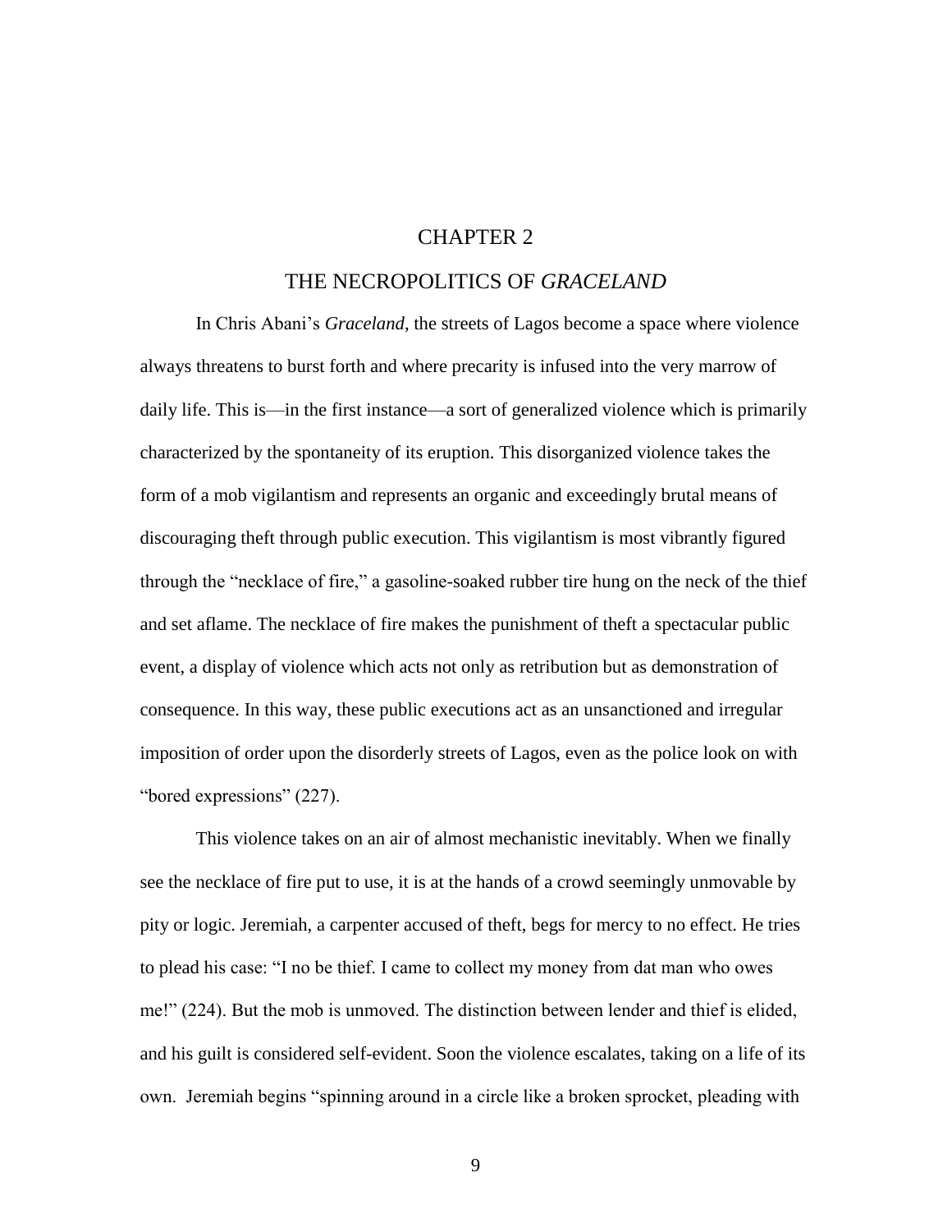# CHAPTER 2

## THE NECROPOLITICS OF *GRACELAND*

In Chris Abani's *Graceland*, the streets of Lagos become a space where violence always threatens to burst forth and where precarity is infused into the very marrow of daily life. This is—in the first instance—a sort of generalized violence which is primarily characterized by the spontaneity of its eruption. This disorganized violence takes the form of a mob vigilantism and represents an organic and exceedingly brutal means of discouraging theft through public execution. This vigilantism is most vibrantly figured through the "necklace of fire," a gasoline-soaked rubber tire hung on the neck of the thief and set aflame. The necklace of fire makes the punishment of theft a spectacular public event, a display of violence which acts not only as retribution but as demonstration of consequence. In this way, these public executions act as an unsanctioned and irregular imposition of order upon the disorderly streets of Lagos, even as the police look on with "bored expressions" (227).

This violence takes on an air of almost mechanistic inevitably. When we finally see the necklace of fire put to use, it is at the hands of a crowd seemingly unmovable by pity or logic. Jeremiah, a carpenter accused of theft, begs for mercy to no effect. He tries to plead his case: "I no be thief. I came to collect my money from dat man who owes me!" (224). But the mob is unmoved. The distinction between lender and thief is elided, and his guilt is considered self-evident. Soon the violence escalates, taking on a life of its own. Jeremiah begins "spinning around in a circle like a broken sprocket, pleading with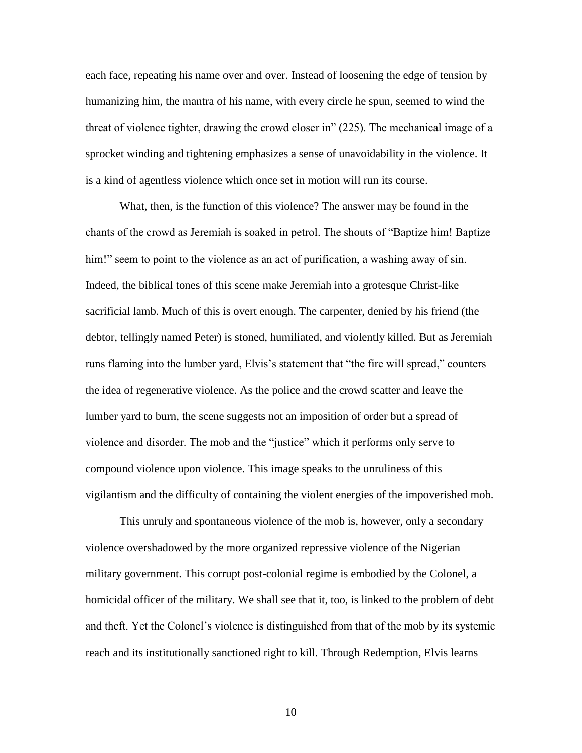each face, repeating his name over and over. Instead of loosening the edge of tension by humanizing him, the mantra of his name, with every circle he spun, seemed to wind the threat of violence tighter, drawing the crowd closer in" (225). The mechanical image of a sprocket winding and tightening emphasizes a sense of unavoidability in the violence. It is a kind of agentless violence which once set in motion will run its course.

What, then, is the function of this violence? The answer may be found in the chants of the crowd as Jeremiah is soaked in petrol. The shouts of "Baptize him! Baptize him!" seem to point to the violence as an act of purification, a washing away of sin. Indeed, the biblical tones of this scene make Jeremiah into a grotesque Christ-like sacrificial lamb. Much of this is overt enough. The carpenter, denied by his friend (the debtor, tellingly named Peter) is stoned, humiliated, and violently killed. But as Jeremiah runs flaming into the lumber yard, Elvis's statement that "the fire will spread," counters the idea of regenerative violence. As the police and the crowd scatter and leave the lumber yard to burn, the scene suggests not an imposition of order but a spread of violence and disorder. The mob and the "justice" which it performs only serve to compound violence upon violence. This image speaks to the unruliness of this vigilantism and the difficulty of containing the violent energies of the impoverished mob.

This unruly and spontaneous violence of the mob is, however, only a secondary violence overshadowed by the more organized repressive violence of the Nigerian military government. This corrupt post-colonial regime is embodied by the Colonel, a homicidal officer of the military. We shall see that it, too, is linked to the problem of debt and theft. Yet the Colonel's violence is distinguished from that of the mob by its systemic reach and its institutionally sanctioned right to kill. Through Redemption, Elvis learns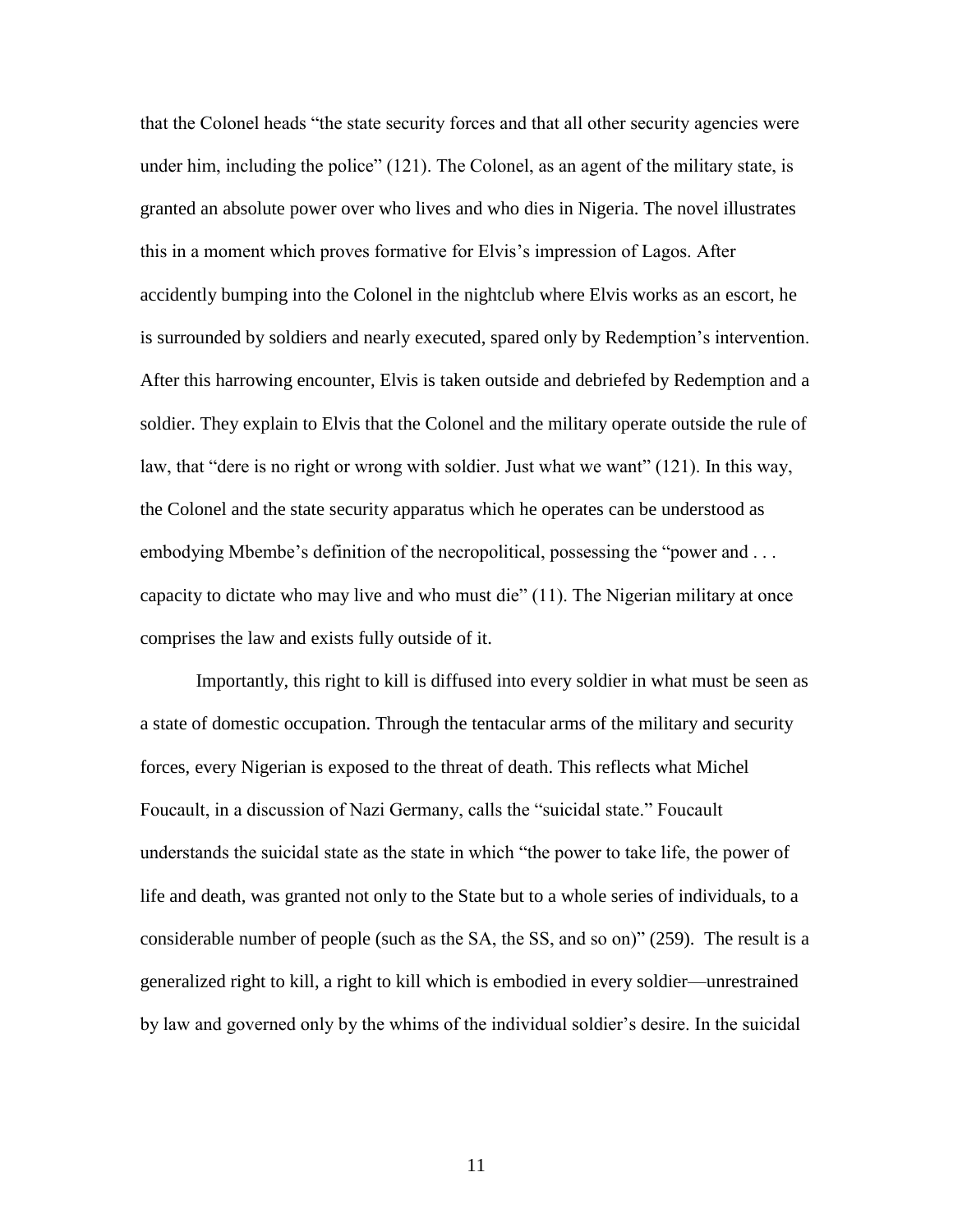that the Colonel heads "the state security forces and that all other security agencies were under him, including the police" (121). The Colonel, as an agent of the military state, is granted an absolute power over who lives and who dies in Nigeria. The novel illustrates this in a moment which proves formative for Elvis's impression of Lagos. After accidently bumping into the Colonel in the nightclub where Elvis works as an escort, he is surrounded by soldiers and nearly executed, spared only by Redemption's intervention. After this harrowing encounter, Elvis is taken outside and debriefed by Redemption and a soldier. They explain to Elvis that the Colonel and the military operate outside the rule of law, that "dere is no right or wrong with soldier. Just what we want" (121). In this way, the Colonel and the state security apparatus which he operates can be understood as embodying Mbembe's definition of the necropolitical, possessing the "power and . . . capacity to dictate who may live and who must die" (11). The Nigerian military at once comprises the law and exists fully outside of it.

Importantly, this right to kill is diffused into every soldier in what must be seen as a state of domestic occupation. Through the tentacular arms of the military and security forces, every Nigerian is exposed to the threat of death. This reflects what Michel Foucault, in a discussion of Nazi Germany, calls the "suicidal state." Foucault understands the suicidal state as the state in which "the power to take life, the power of life and death, was granted not only to the State but to a whole series of individuals, to a considerable number of people (such as the SA, the SS, and so on)" (259). The result is a generalized right to kill, a right to kill which is embodied in every soldier—unrestrained by law and governed only by the whims of the individual soldier's desire. In the suicidal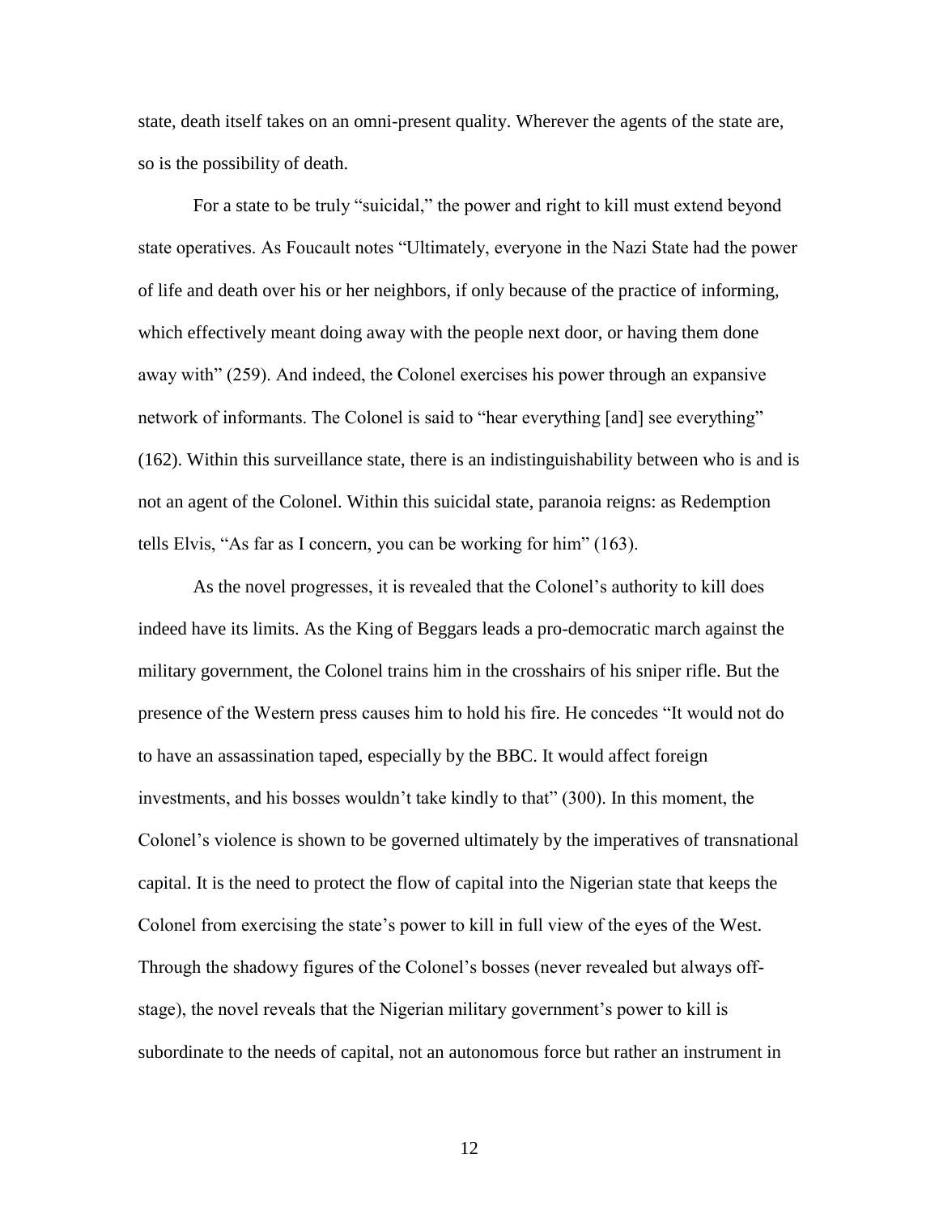state, death itself takes on an omni-present quality. Wherever the agents of the state are, so is the possibility of death.

For a state to be truly "suicidal," the power and right to kill must extend beyond state operatives. As Foucault notes "Ultimately, everyone in the Nazi State had the power of life and death over his or her neighbors, if only because of the practice of informing, which effectively meant doing away with the people next door, or having them done away with" (259). And indeed, the Colonel exercises his power through an expansive network of informants. The Colonel is said to "hear everything [and] see everything" (162). Within this surveillance state, there is an indistinguishability between who is and is not an agent of the Colonel. Within this suicidal state, paranoia reigns: as Redemption tells Elvis, "As far as I concern, you can be working for him" (163).

As the novel progresses, it is revealed that the Colonel's authority to kill does indeed have its limits. As the King of Beggars leads a pro-democratic march against the military government, the Colonel trains him in the crosshairs of his sniper rifle. But the presence of the Western press causes him to hold his fire. He concedes "It would not do to have an assassination taped, especially by the BBC. It would affect foreign investments, and his bosses wouldn't take kindly to that" (300). In this moment, the Colonel's violence is shown to be governed ultimately by the imperatives of transnational capital. It is the need to protect the flow of capital into the Nigerian state that keeps the Colonel from exercising the state's power to kill in full view of the eyes of the West. Through the shadowy figures of the Colonel's bosses (never revealed but always off-stage), the novel reveals that the Nigerian military government's power to kill is subordinate to the needs of capital, not an autonomous force but rather an instrument in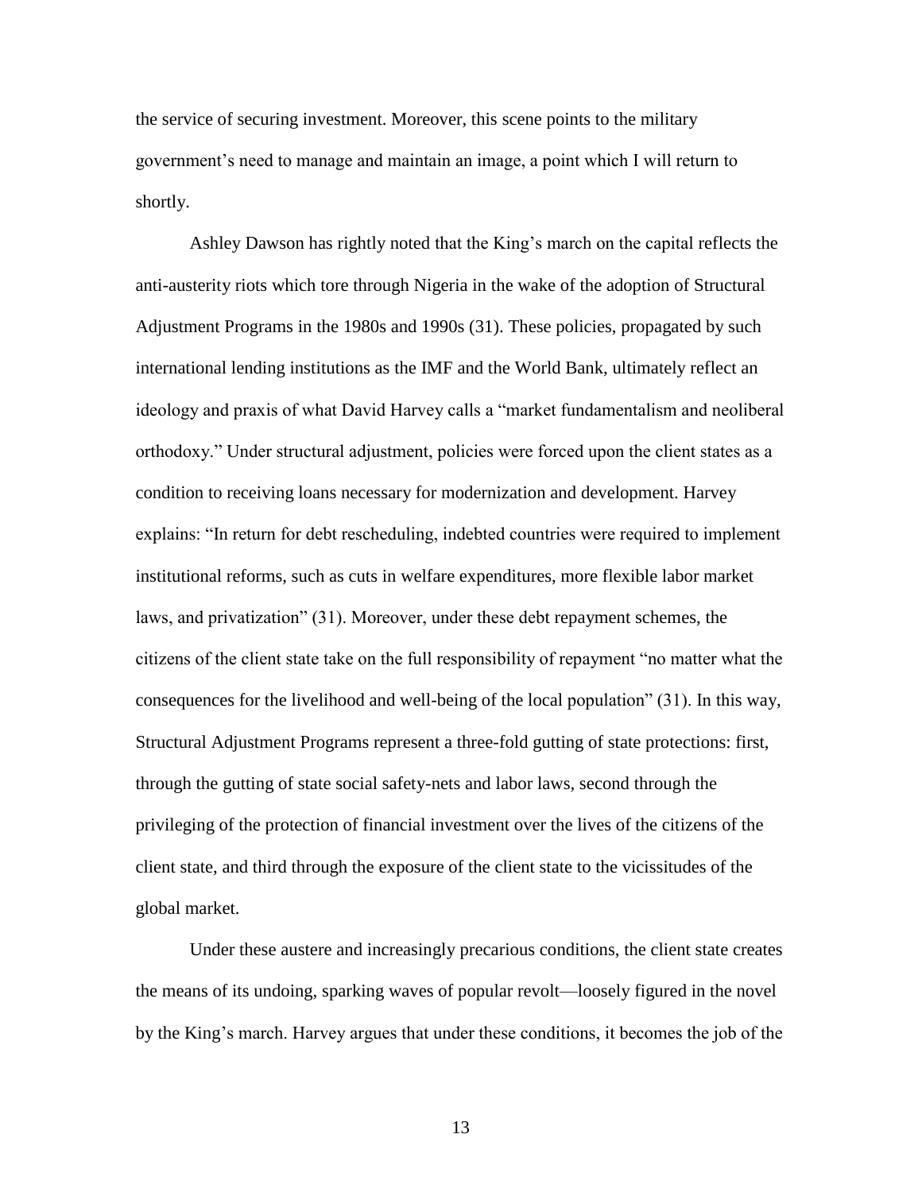the service of securing investment. Moreover, this scene points to the military government's need to manage and maintain an image, a point which I will return to shortly.

Ashley Dawson has rightly noted that the King's march on the capital reflects the anti-austerity riots which tore through Nigeria in the wake of the adoption of Structural Adjustment Programs in the 1980s and 1990s (31). These policies, propagated by such international lending institutions as the IMF and the World Bank, ultimately reflect an ideology and praxis of what David Harvey calls a "market fundamentalism and neoliberal orthodoxy." Under structural adjustment, policies were forced upon the client states as a condition to receiving loans necessary for modernization and development. Harvey explains: "In return for debt rescheduling, indebted countries were required to implement institutional reforms, such as cuts in welfare expenditures, more flexible labor market laws, and privatization" (31). Moreover, under these debt repayment schemes, the citizens of the client state take on the full responsibility of repayment "no matter what the consequences for the livelihood and well-being of the local population" (31). In this way, Structural Adjustment Programs represent a three-fold gutting of state protections: first, through the gutting of state social safety-nets and labor laws, second through the privileging of the protection of financial investment over the lives of the citizens of the client state, and third through the exposure of the client state to the vicissitudes of the global market.

Under these austere and increasingly precarious conditions, the client state creates the means of its undoing, sparking waves of popular revolt—loosely figured in the novel by the King's march. Harvey argues that under these conditions, it becomes the job of the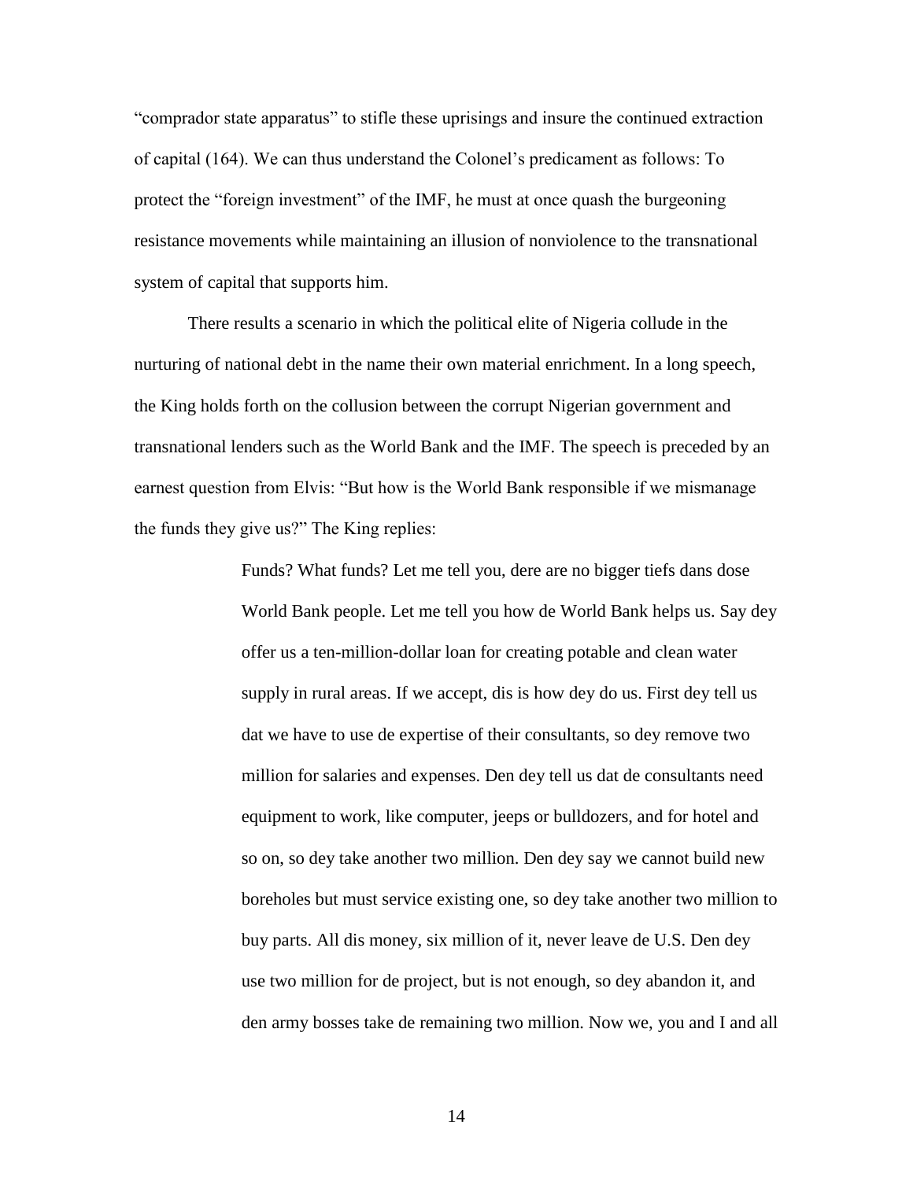"comprador state apparatus" to stifle these uprisings and insure the continued extraction of capital (164). We can thus understand the Colonel's predicament as follows: To protect the "foreign investment" of the IMF, he must at once quash the burgeoning resistance movements while maintaining an illusion of nonviolence to the transnational system of capital that supports him.

There results a scenario in which the political elite of Nigeria collude in the nurturing of national debt in the name their own material enrichment. In a long speech, the King holds forth on the collusion between the corrupt Nigerian government and transnational lenders such as the World Bank and the IMF. The speech is preceded by an earnest question from Elvis: "But how is the World Bank responsible if we mismanage the funds they give us?" The King replies:

> Funds? What funds? Let me tell you, dere are no bigger tiefs dans dose World Bank people. Let me tell you how de World Bank helps us. Say dey offer us a ten-million-dollar loan for creating potable and clean water supply in rural areas. If we accept, dis is how dey do us. First dey tell us dat we have to use de expertise of their consultants, so dey remove two million for salaries and expenses. Den dey tell us dat de consultants need equipment to work, like computer, jeeps or bulldozers, and for hotel and so on, so dey take another two million. Den dey say we cannot build new boreholes but must service existing one, so dey take another two million to buy parts. All dis money, six million of it, never leave de U.S. Den dey use two million for de project, but is not enough, so dey abandon it, and den army bosses take de remaining two million. Now we, you and I and all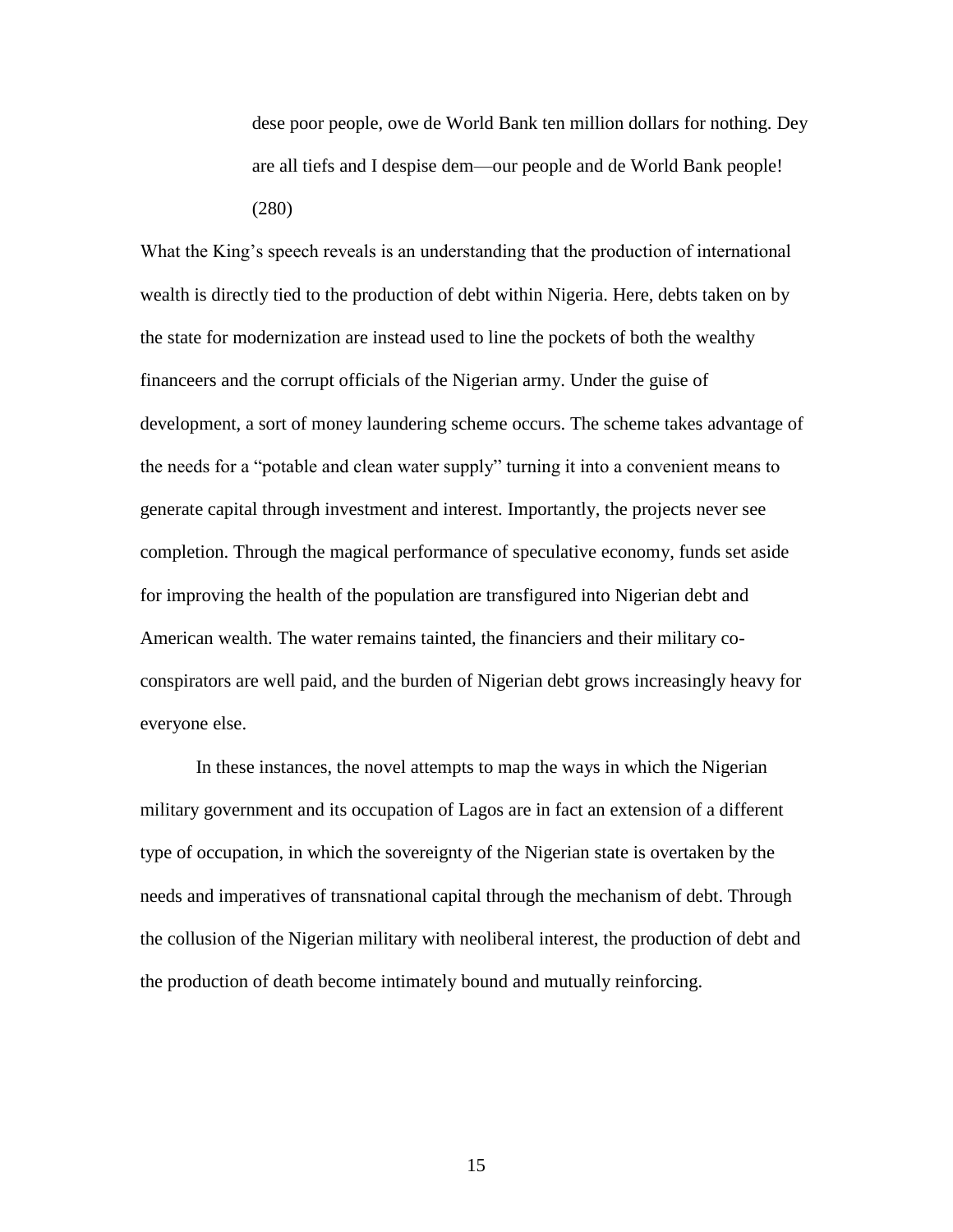> dese poor people, owe de World Bank ten million dollars for nothing. Dey are all tiefs and I despise dem—our people and de World Bank people! (280)

What the King's speech reveals is an understanding that the production of international wealth is directly tied to the production of debt within Nigeria. Here, debts taken on by the state for modernization are instead used to line the pockets of both the wealthy financeers and the corrupt officials of the Nigerian army. Under the guise of development, a sort of money laundering scheme occurs. The scheme takes advantage of the needs for a "potable and clean water supply" turning it into a convenient means to generate capital through investment and interest. Importantly, the projects never see completion. Through the magical performance of speculative economy, funds set aside for improving the health of the population are transfigured into Nigerian debt and American wealth. The water remains tainted, the financiers and their military co-conspirators are well paid, and the burden of Nigerian debt grows increasingly heavy for everyone else.

In these instances, the novel attempts to map the ways in which the Nigerian military government and its occupation of Lagos are in fact an extension of a different type of occupation, in which the sovereignty of the Nigerian state is overtaken by the needs and imperatives of transnational capital through the mechanism of debt. Through the collusion of the Nigerian military with neoliberal interest, the production of debt and the production of death become intimately bound and mutually reinforcing.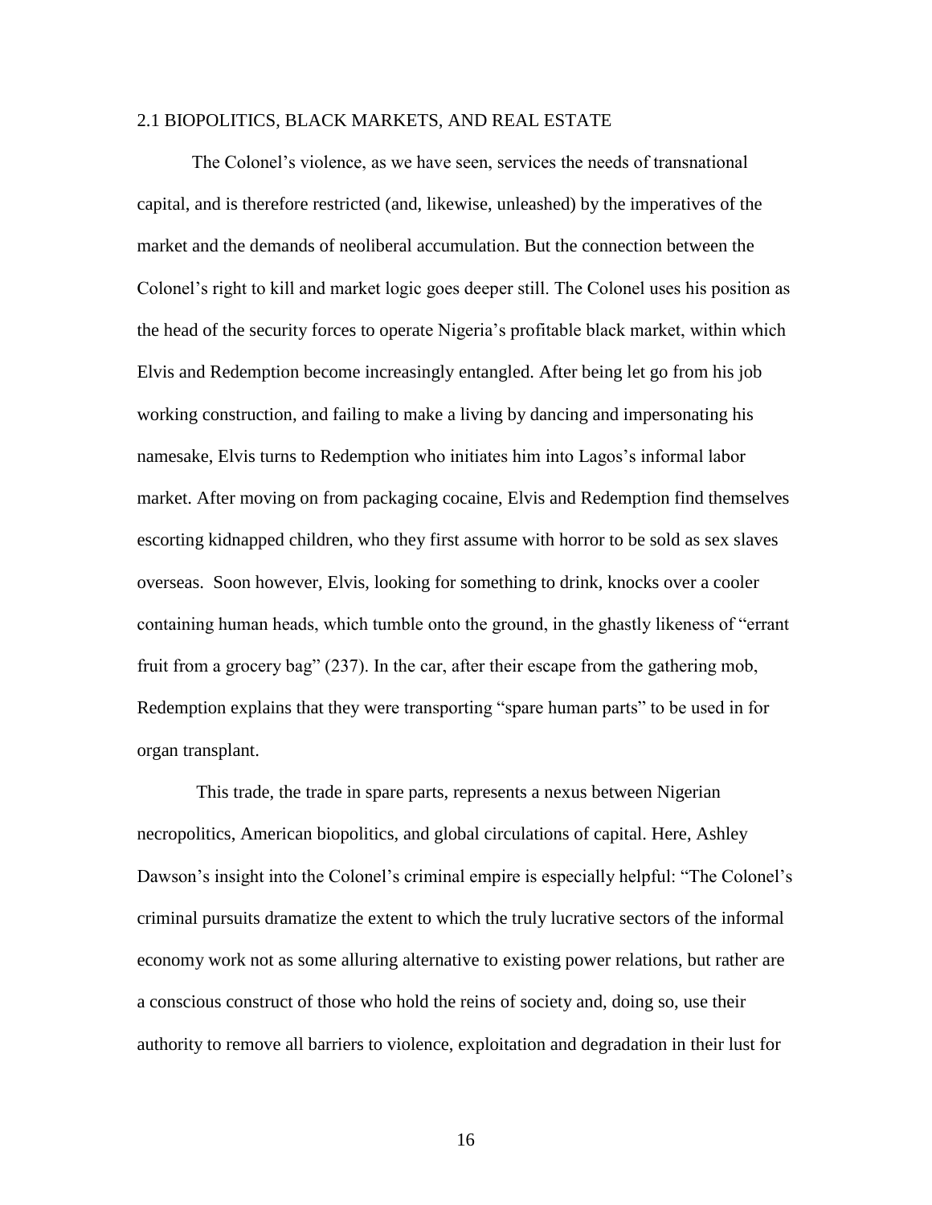## 2.1 BIOPOLITICS, BLACK MARKETS, AND REAL ESTATE

The Colonel's violence, as we have seen, services the needs of transnational capital, and is therefore restricted (and, likewise, unleashed) by the imperatives of the market and the demands of neoliberal accumulation. But the connection between the Colonel's right to kill and market logic goes deeper still. The Colonel uses his position as the head of the security forces to operate Nigeria's profitable black market, within which Elvis and Redemption become increasingly entangled. After being let go from his job working construction, and failing to make a living by dancing and impersonating his namesake, Elvis turns to Redemption who initiates him into Lagos's informal labor market. After moving on from packaging cocaine, Elvis and Redemption find themselves escorting kidnapped children, who they first assume with horror to be sold as sex slaves overseas. Soon however, Elvis, looking for something to drink, knocks over a cooler containing human heads, which tumble onto the ground, in the ghastly likeness of "errant fruit from a grocery bag" (237). In the car, after their escape from the gathering mob, Redemption explains that they were transporting "spare human parts" to be used in for organ transplant.

This trade, the trade in spare parts, represents a nexus between Nigerian necropolitics, American biopolitics, and global circulations of capital. Here, Ashley Dawson's insight into the Colonel's criminal empire is especially helpful: "The Colonel's criminal pursuits dramatize the extent to which the truly lucrative sectors of the informal economy work not as some alluring alternative to existing power relations, but rather are a conscious construct of those who hold the reins of society and, doing so, use their authority to remove all barriers to violence, exploitation and degradation in their lust for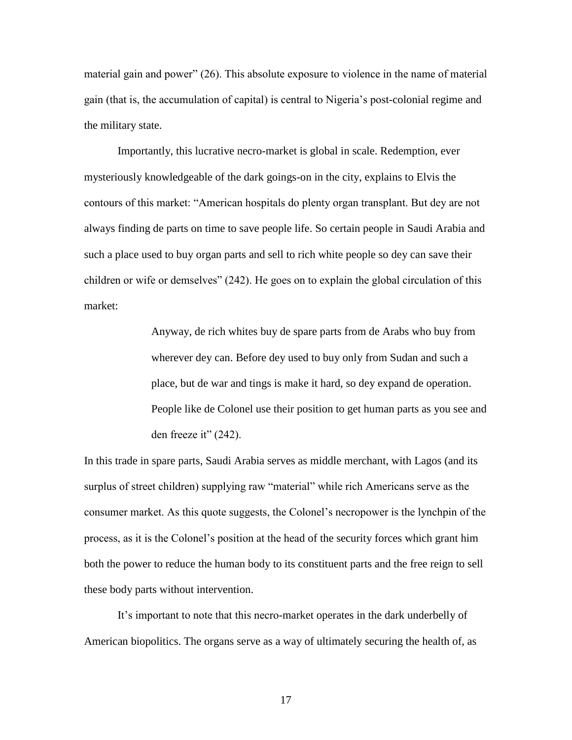material gain and power" (26). This absolute exposure to violence in the name of material gain (that is, the accumulation of capital) is central to Nigeria's post-colonial regime and the military state.

Importantly, this lucrative necro-market is global in scale. Redemption, ever mysteriously knowledgeable of the dark goings-on in the city, explains to Elvis the contours of this market: "American hospitals do plenty organ transplant. But dey are not always finding de parts on time to save people life. So certain people in Saudi Arabia and such a place used to buy organ parts and sell to rich white people so dey can save their children or wife or demselves" (242). He goes on to explain the global circulation of this market:

> Anyway, de rich whites buy de spare parts from de Arabs who buy from wherever dey can. Before dey used to buy only from Sudan and such a place, but de war and tings is make it hard, so dey expand de operation. People like de Colonel use their position to get human parts as you see and den freeze it" (242).

In this trade in spare parts, Saudi Arabia serves as middle merchant, with Lagos (and its surplus of street children) supplying raw "material" while rich Americans serve as the consumer market. As this quote suggests, the Colonel's necropower is the lynchpin of the process, as it is the Colonel's position at the head of the security forces which grant him both the power to reduce the human body to its constituent parts and the free reign to sell these body parts without intervention.

It's important to note that this necro-market operates in the dark underbelly of American biopolitics. The organs serve as a way of ultimately securing the health of, as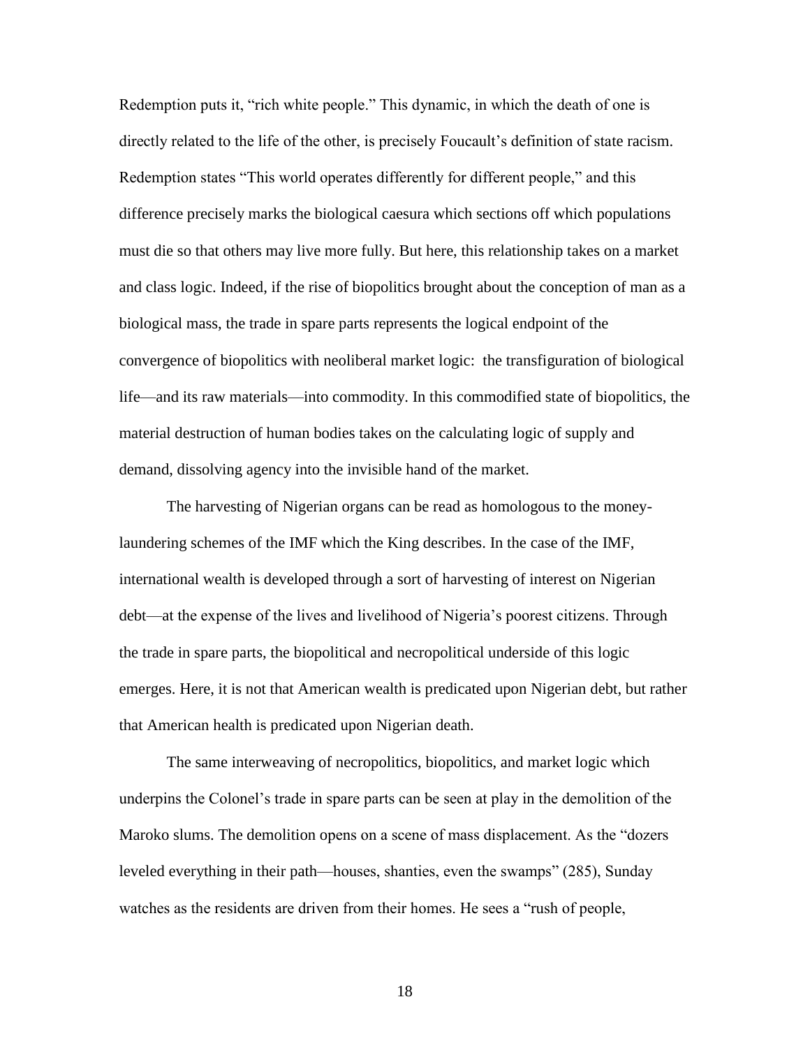Redemption puts it, "rich white people." This dynamic, in which the death of one is directly related to the life of the other, is precisely Foucault's definition of state racism. Redemption states "This world operates differently for different people," and this difference precisely marks the biological caesura which sections off which populations must die so that others may live more fully. But here, this relationship takes on a market and class logic. Indeed, if the rise of biopolitics brought about the conception of man as a biological mass, the trade in spare parts represents the logical endpoint of the convergence of biopolitics with neoliberal market logic: the transfiguration of biological life—and its raw materials—into commodity. In this commodified state of biopolitics, the material destruction of human bodies takes on the calculating logic of supply and demand, dissolving agency into the invisible hand of the market.

The harvesting of Nigerian organs can be read as homologous to the money-laundering schemes of the IMF which the King describes. In the case of the IMF, international wealth is developed through a sort of harvesting of interest on Nigerian debt—at the expense of the lives and livelihood of Nigeria's poorest citizens. Through the trade in spare parts, the biopolitical and necropolitical underside of this logic emerges. Here, it is not that American wealth is predicated upon Nigerian debt, but rather that American health is predicated upon Nigerian death.

The same interweaving of necropolitics, biopolitics, and market logic which underpins the Colonel's trade in spare parts can be seen at play in the demolition of the Maroko slums. The demolition opens on a scene of mass displacement. As the "dozers leveled everything in their path—houses, shanties, even the swamps" (285), Sunday watches as the residents are driven from their homes. He sees a "rush of people,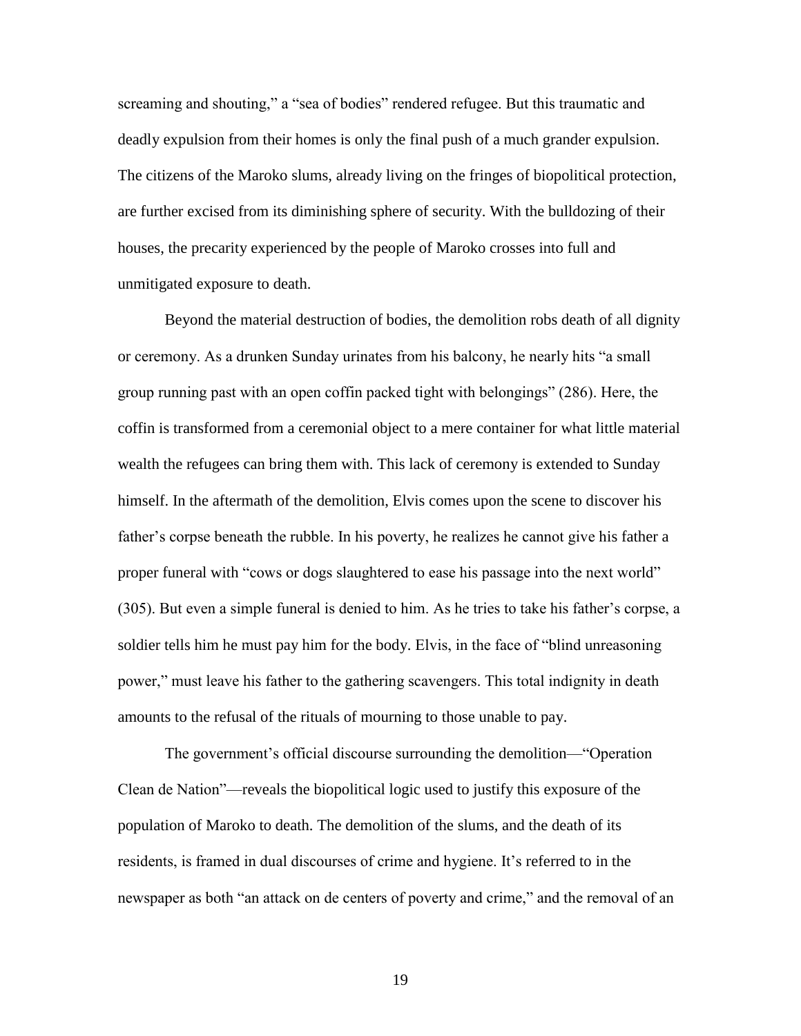screaming and shouting," a "sea of bodies" rendered refugee. But this traumatic and deadly expulsion from their homes is only the final push of a much grander expulsion. The citizens of the Maroko slums, already living on the fringes of biopolitical protection, are further excised from its diminishing sphere of security. With the bulldozing of their houses, the precarity experienced by the people of Maroko crosses into full and unmitigated exposure to death.

Beyond the material destruction of bodies, the demolition robs death of all dignity or ceremony. As a drunken Sunday urinates from his balcony, he nearly hits "a small group running past with an open coffin packed tight with belongings" (286). Here, the coffin is transformed from a ceremonial object to a mere container for what little material wealth the refugees can bring them with. This lack of ceremony is extended to Sunday himself. In the aftermath of the demolition, Elvis comes upon the scene to discover his father's corpse beneath the rubble. In his poverty, he realizes he cannot give his father a proper funeral with "cows or dogs slaughtered to ease his passage into the next world" (305). But even a simple funeral is denied to him. As he tries to take his father's corpse, a soldier tells him he must pay him for the body. Elvis, in the face of "blind unreasoning power," must leave his father to the gathering scavengers. This total indignity in death amounts to the refusal of the rituals of mourning to those unable to pay.

The government's official discourse surrounding the demolition—"Operation Clean de Nation"—reveals the biopolitical logic used to justify this exposure of the population of Maroko to death. The demolition of the slums, and the death of its residents, is framed in dual discourses of crime and hygiene. It's referred to in the newspaper as both "an attack on de centers of poverty and crime," and the removal of an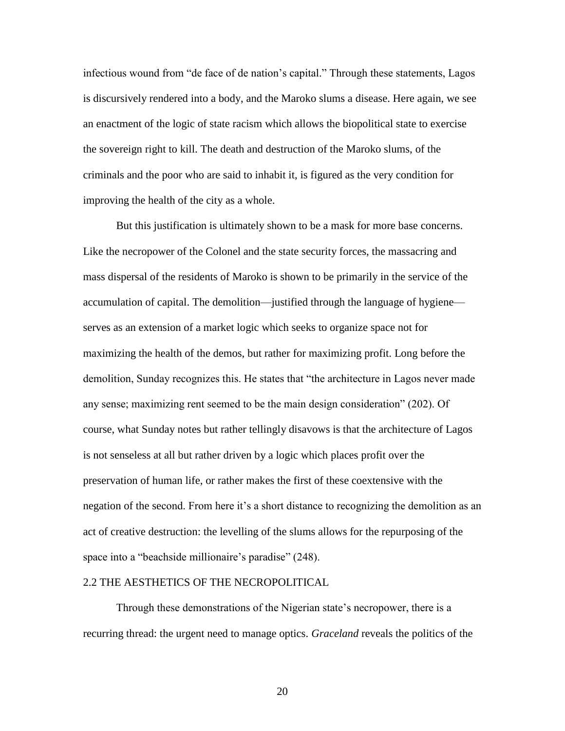infectious wound from "de face of de nation's capital." Through these statements, Lagos is discursively rendered into a body, and the Maroko slums a disease. Here again, we see an enactment of the logic of state racism which allows the biopolitical state to exercise the sovereign right to kill. The death and destruction of the Maroko slums, of the criminals and the poor who are said to inhabit it, is figured as the very condition for improving the health of the city as a whole.

But this justification is ultimately shown to be a mask for more base concerns. Like the necropower of the Colonel and the state security forces, the massacring and mass dispersal of the residents of Maroko is shown to be primarily in the service of the accumulation of capital. The demolition—justified through the language of hygiene—serves as an extension of a market logic which seeks to organize space not for maximizing the health of the demos, but rather for maximizing profit. Long before the demolition, Sunday recognizes this. He states that "the architecture in Lagos never made any sense; maximizing rent seemed to be the main design consideration" (202). Of course, what Sunday notes but rather tellingly disavows is that the architecture of Lagos is not senseless at all but rather driven by a logic which places profit over the preservation of human life, or rather makes the first of these coextensive with the negation of the second. From here it's a short distance to recognizing the demolition as an act of creative destruction: the levelling of the slums allows for the repurposing of the space into a "beachside millionaire's paradise" (248).

## 2.2 THE AESTHETICS OF THE NECROPOLITICAL

Through these demonstrations of the Nigerian state's necropower, there is a recurring thread: the urgent need to manage optics. *Graceland* reveals the politics of the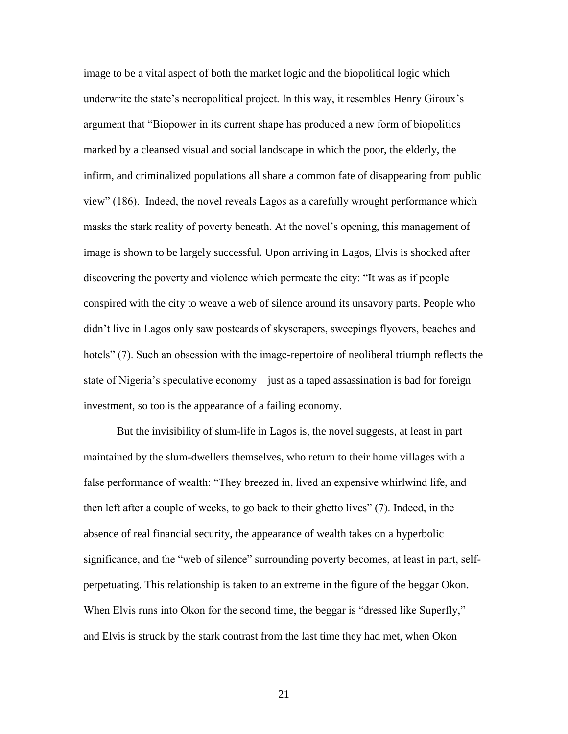image to be a vital aspect of both the market logic and the biopolitical logic which underwrite the state's necropolitical project. In this way, it resembles Henry Giroux's argument that "Biopower in its current shape has produced a new form of biopolitics marked by a cleansed visual and social landscape in which the poor, the elderly, the infirm, and criminalized populations all share a common fate of disappearing from public view" (186). Indeed, the novel reveals Lagos as a carefully wrought performance which masks the stark reality of poverty beneath. At the novel's opening, this management of image is shown to be largely successful. Upon arriving in Lagos, Elvis is shocked after discovering the poverty and violence which permeate the city: "It was as if people conspired with the city to weave a web of silence around its unsavory parts. People who didn't live in Lagos only saw postcards of skyscrapers, sweepings flyovers, beaches and hotels" (7). Such an obsession with the image-repertoire of neoliberal triumph reflects the state of Nigeria's speculative economy—just as a taped assassination is bad for foreign investment, so too is the appearance of a failing economy.

But the invisibility of slum-life in Lagos is, the novel suggests, at least in part maintained by the slum-dwellers themselves, who return to their home villages with a false performance of wealth: "They breezed in, lived an expensive whirlwind life, and then left after a couple of weeks, to go back to their ghetto lives" (7). Indeed, in the absence of real financial security, the appearance of wealth takes on a hyperbolic significance, and the "web of silence" surrounding poverty becomes, at least in part, self-perpetuating. This relationship is taken to an extreme in the figure of the beggar Okon. When Elvis runs into Okon for the second time, the beggar is "dressed like Superfly," and Elvis is struck by the stark contrast from the last time they had met, when Okon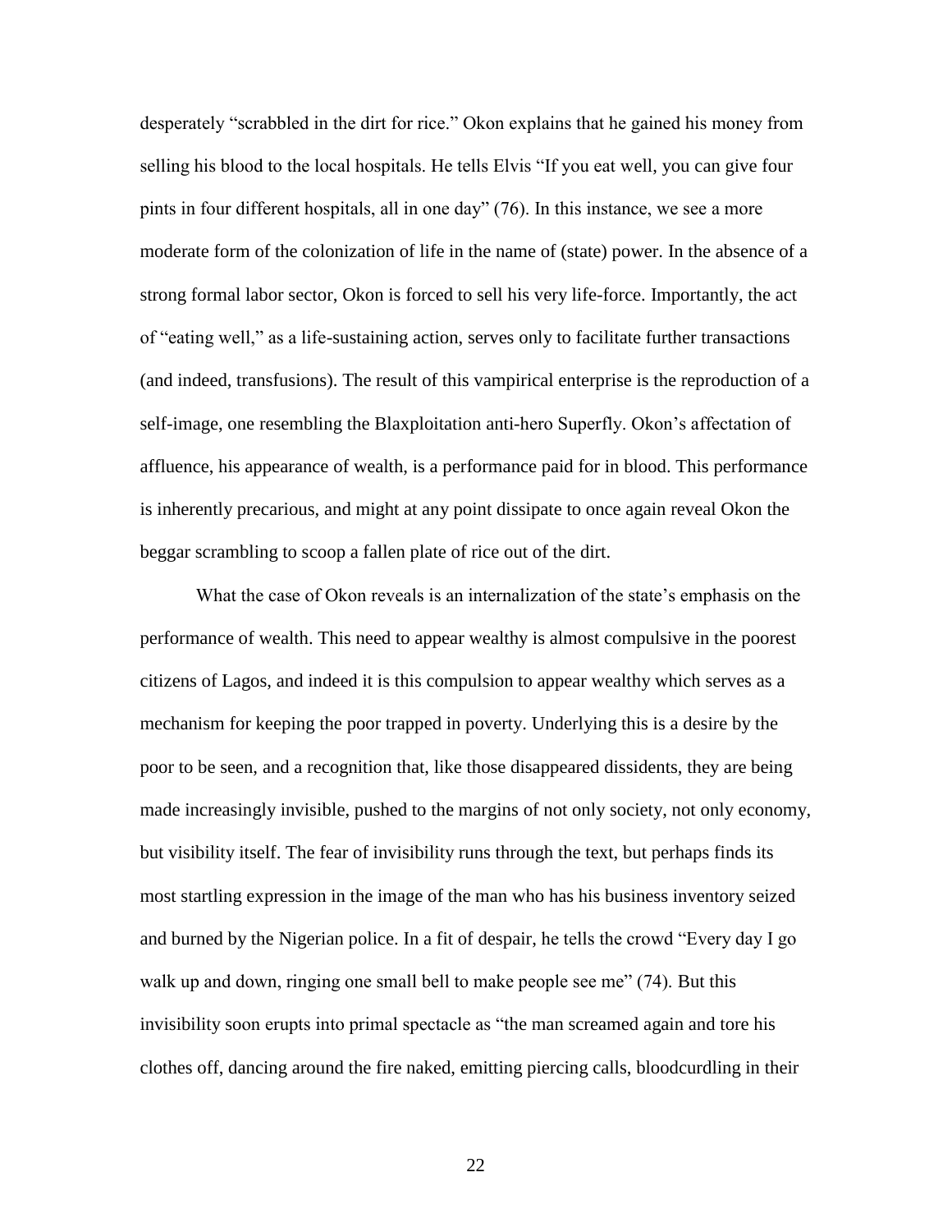desperately "scrabbled in the dirt for rice." Okon explains that he gained his money from selling his blood to the local hospitals. He tells Elvis "If you eat well, you can give four pints in four different hospitals, all in one day" (76). In this instance, we see a more moderate form of the colonization of life in the name of (state) power. In the absence of a strong formal labor sector, Okon is forced to sell his very life-force. Importantly, the act of "eating well," as a life-sustaining action, serves only to facilitate further transactions (and indeed, transfusions). The result of this vampirical enterprise is the reproduction of a self-image, one resembling the Blaxploitation anti-hero Superfly. Okon's affectation of affluence, his appearance of wealth, is a performance paid for in blood. This performance is inherently precarious, and might at any point dissipate to once again reveal Okon the beggar scrambling to scoop a fallen plate of rice out of the dirt.

What the case of Okon reveals is an internalization of the state's emphasis on the performance of wealth. This need to appear wealthy is almost compulsive in the poorest citizens of Lagos, and indeed it is this compulsion to appear wealthy which serves as a mechanism for keeping the poor trapped in poverty. Underlying this is a desire by the poor to be seen, and a recognition that, like those disappeared dissidents, they are being made increasingly invisible, pushed to the margins of not only society, not only economy, but visibility itself. The fear of invisibility runs through the text, but perhaps finds its most startling expression in the image of the man who has his business inventory seized and burned by the Nigerian police. In a fit of despair, he tells the crowd "Every day I go walk up and down, ringing one small bell to make people see me" (74). But this invisibility soon erupts into primal spectacle as "the man screamed again and tore his clothes off, dancing around the fire naked, emitting piercing calls, bloodcurdling in their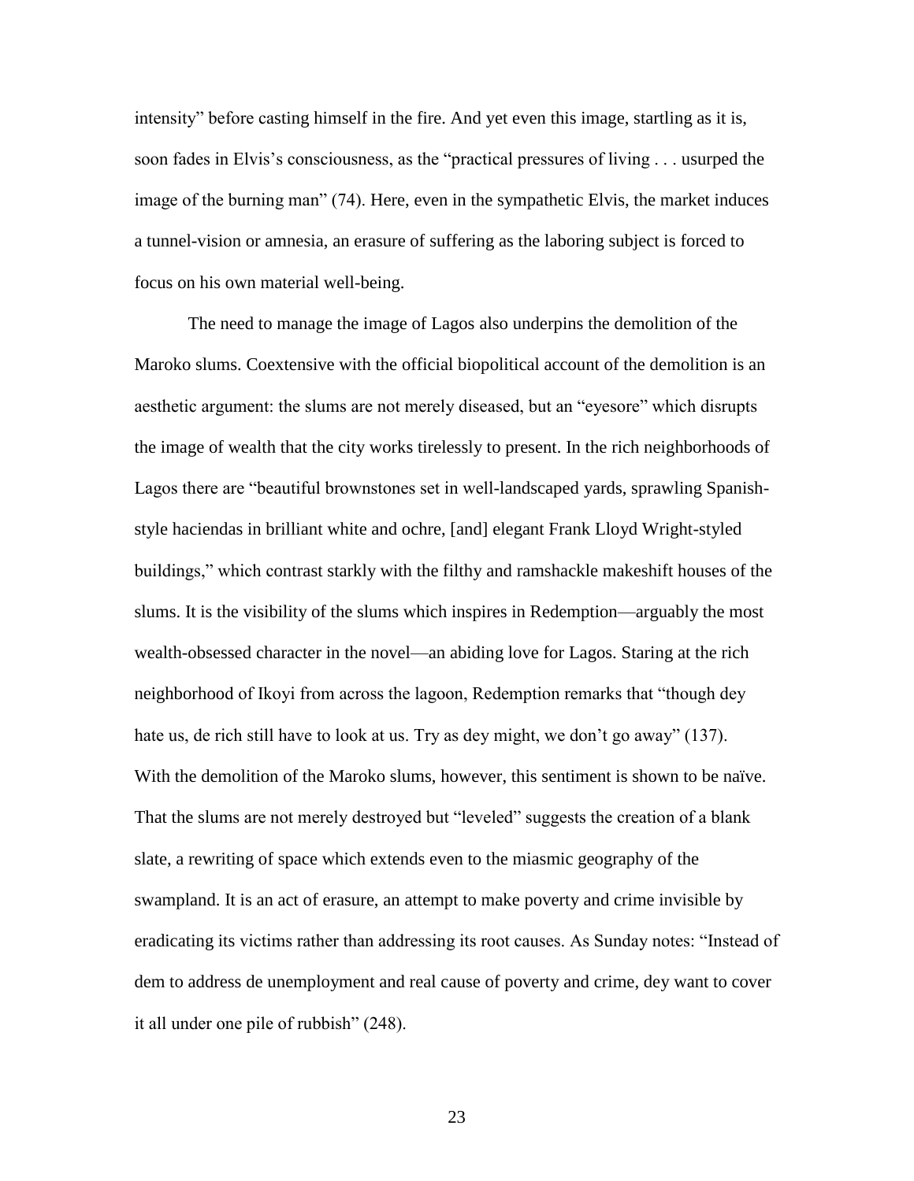intensity" before casting himself in the fire. And yet even this image, startling as it is, soon fades in Elvis's consciousness, as the "practical pressures of living . . . usurped the image of the burning man" (74). Here, even in the sympathetic Elvis, the market induces a tunnel-vision or amnesia, an erasure of suffering as the laboring subject is forced to focus on his own material well-being.

The need to manage the image of Lagos also underpins the demolition of the Maroko slums. Coextensive with the official biopolitical account of the demolition is an aesthetic argument: the slums are not merely diseased, but an "eyesore" which disrupts the image of wealth that the city works tirelessly to present. In the rich neighborhoods of Lagos there are "beautiful brownstones set in well-landscaped yards, sprawling Spanish-style haciendas in brilliant white and ochre, [and] elegant Frank Lloyd Wright-styled buildings," which contrast starkly with the filthy and ramshackle makeshift houses of the slums. It is the visibility of the slums which inspires in Redemption—arguably the most wealth-obsessed character in the novel—an abiding love for Lagos. Staring at the rich neighborhood of Ikoyi from across the lagoon, Redemption remarks that "though dey hate us, de rich still have to look at us. Try as dey might, we don't go away" (137). With the demolition of the Maroko slums, however, this sentiment is shown to be naïve. That the slums are not merely destroyed but "leveled" suggests the creation of a blank slate, a rewriting of space which extends even to the miasmic geography of the swampland. It is an act of erasure, an attempt to make poverty and crime invisible by eradicating its victims rather than addressing its root causes. As Sunday notes: "Instead of dem to address de unemployment and real cause of poverty and crime, dey want to cover it all under one pile of rubbish" (248).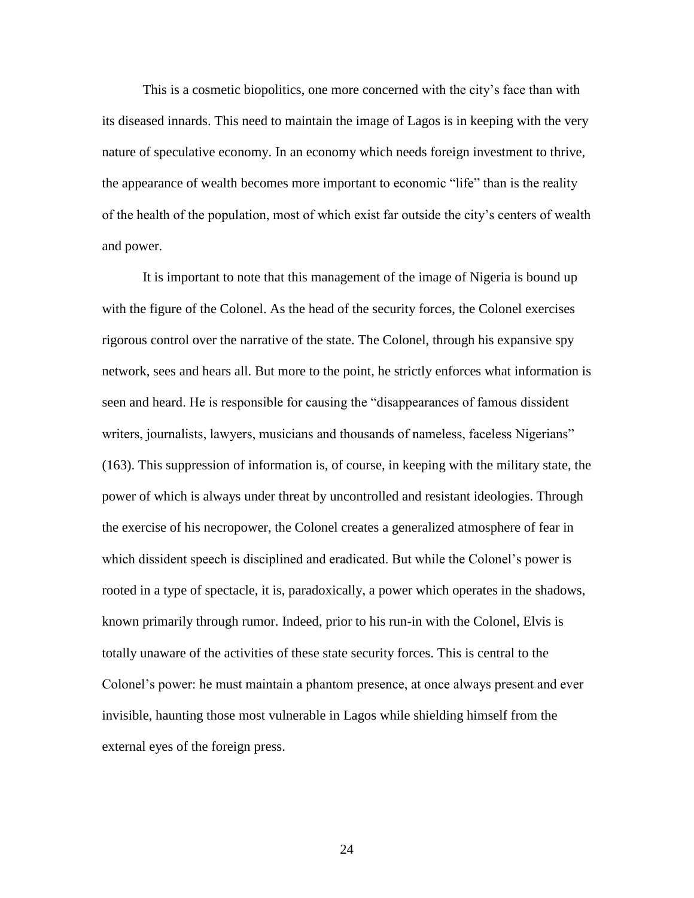This is a cosmetic biopolitics, one more concerned with the city's face than with its diseased innards. This need to maintain the image of Lagos is in keeping with the very nature of speculative economy. In an economy which needs foreign investment to thrive, the appearance of wealth becomes more important to economic "life" than is the reality of the health of the population, most of which exist far outside the city's centers of wealth and power.

It is important to note that this management of the image of Nigeria is bound up with the figure of the Colonel. As the head of the security forces, the Colonel exercises rigorous control over the narrative of the state. The Colonel, through his expansive spy network, sees and hears all. But more to the point, he strictly enforces what information is seen and heard. He is responsible for causing the "disappearances of famous dissident writers, journalists, lawyers, musicians and thousands of nameless, faceless Nigerians" (163). This suppression of information is, of course, in keeping with the military state, the power of which is always under threat by uncontrolled and resistant ideologies. Through the exercise of his necropower, the Colonel creates a generalized atmosphere of fear in which dissident speech is disciplined and eradicated. But while the Colonel's power is rooted in a type of spectacle, it is, paradoxically, a power which operates in the shadows, known primarily through rumor. Indeed, prior to his run-in with the Colonel, Elvis is totally unaware of the activities of these state security forces. This is central to the Colonel's power: he must maintain a phantom presence, at once always present and ever invisible, haunting those most vulnerable in Lagos while shielding himself from the external eyes of the foreign press.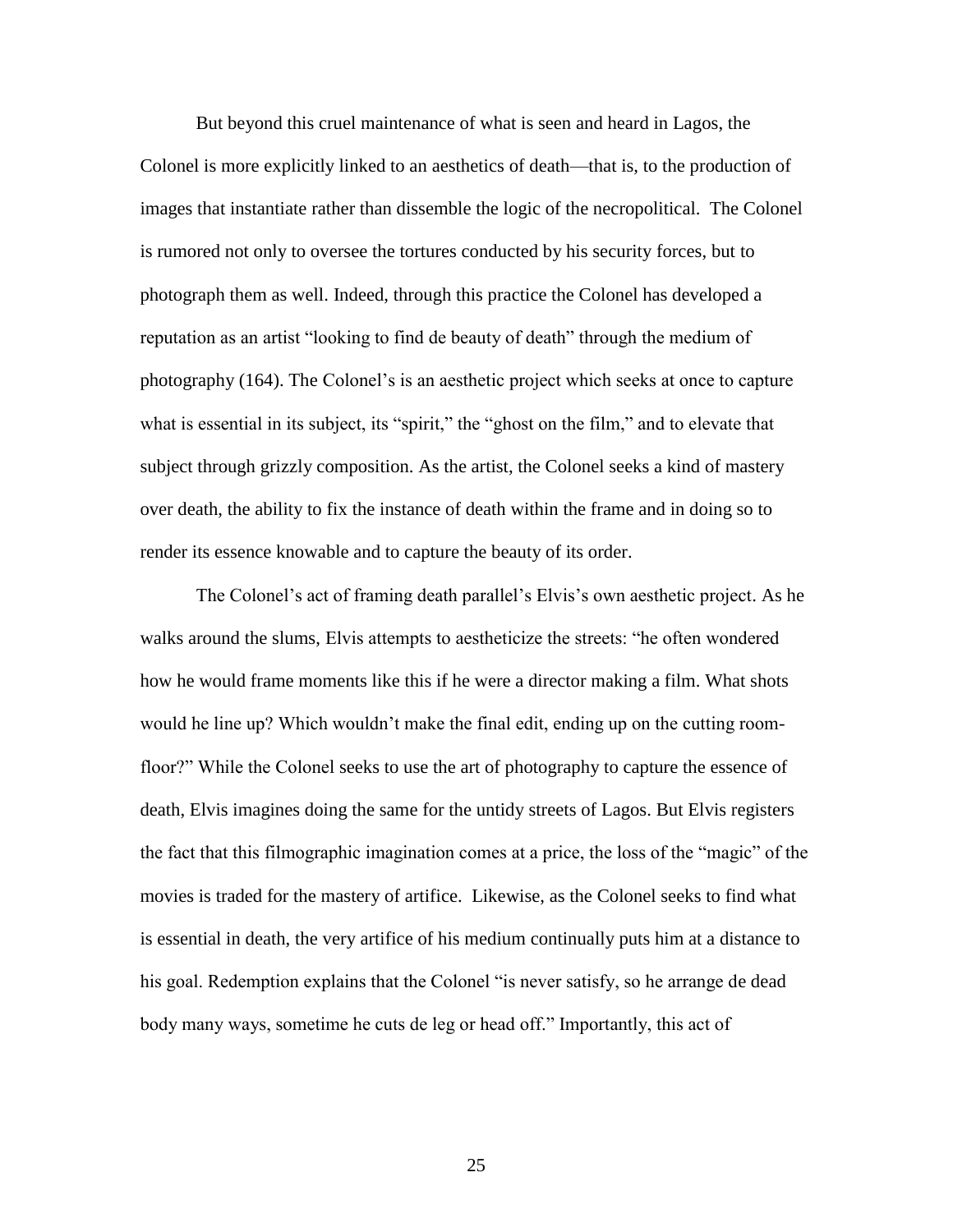But beyond this cruel maintenance of what is seen and heard in Lagos, the Colonel is more explicitly linked to an aesthetics of death—that is, to the production of images that instantiate rather than dissemble the logic of the necropolitical. The Colonel is rumored not only to oversee the tortures conducted by his security forces, but to photograph them as well. Indeed, through this practice the Colonel has developed a reputation as an artist "looking to find de beauty of death" through the medium of photography (164). The Colonel's is an aesthetic project which seeks at once to capture what is essential in its subject, its "spirit," the "ghost on the film," and to elevate that subject through grizzly composition. As the artist, the Colonel seeks a kind of mastery over death, the ability to fix the instance of death within the frame and in doing so to render its essence knowable and to capture the beauty of its order.

The Colonel's act of framing death parallel's Elvis's own aesthetic project. As he walks around the slums, Elvis attempts to aestheticize the streets: "he often wondered how he would frame moments like this if he were a director making a film. What shots would he line up? Which wouldn't make the final edit, ending up on the cutting room-floor?" While the Colonel seeks to use the art of photography to capture the essence of death, Elvis imagines doing the same for the untidy streets of Lagos. But Elvis registers the fact that this filmographic imagination comes at a price, the loss of the "magic" of the movies is traded for the mastery of artifice. Likewise, as the Colonel seeks to find what is essential in death, the very artifice of his medium continually puts him at a distance to his goal. Redemption explains that the Colonel "is never satisfy, so he arrange de dead body many ways, sometime he cuts de leg or head off." Importantly, this act of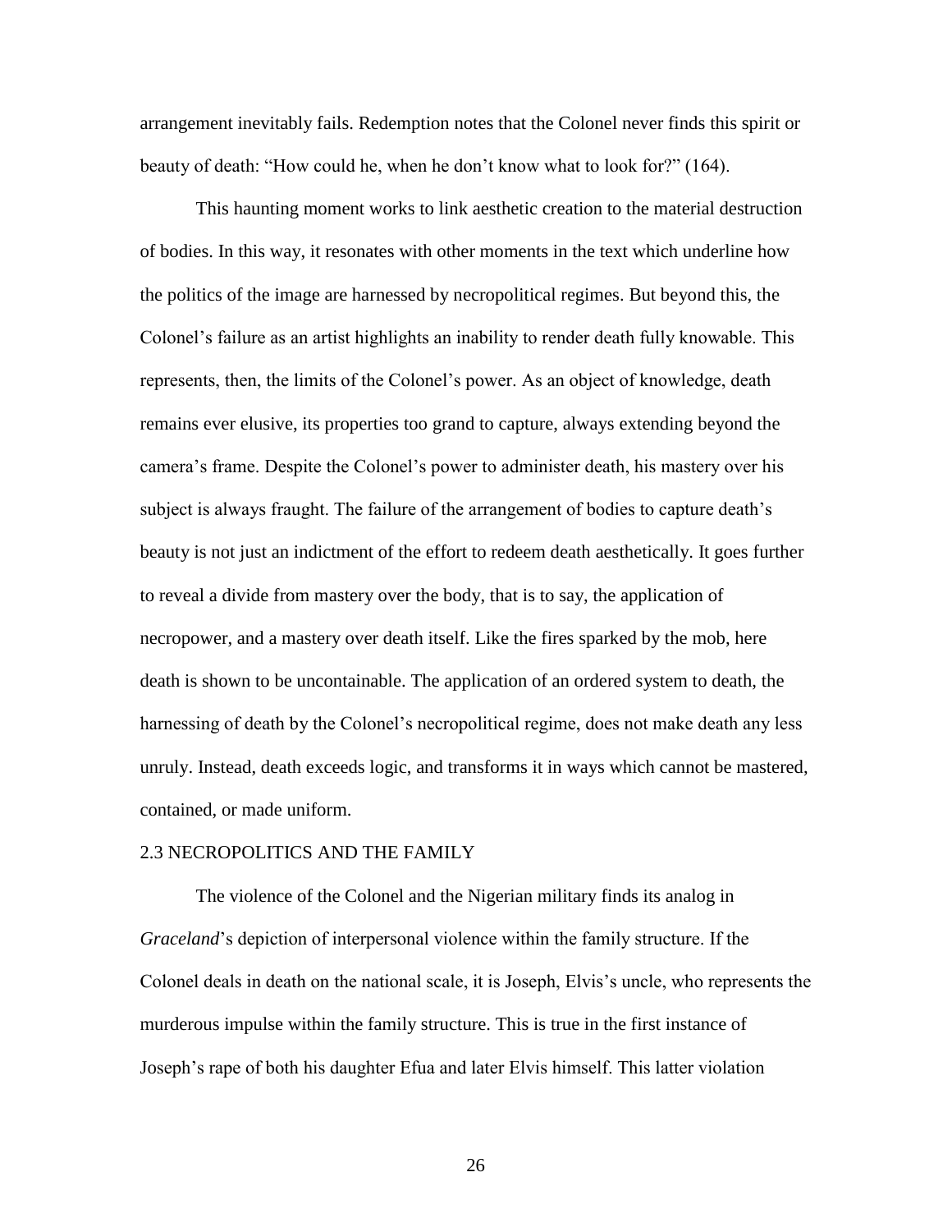arrangement inevitably fails. Redemption notes that the Colonel never finds this spirit or beauty of death: "How could he, when he don't know what to look for?" (164).

This haunting moment works to link aesthetic creation to the material destruction of bodies. In this way, it resonates with other moments in the text which underline how the politics of the image are harnessed by necropolitical regimes. But beyond this, the Colonel's failure as an artist highlights an inability to render death fully knowable. This represents, then, the limits of the Colonel's power. As an object of knowledge, death remains ever elusive, its properties too grand to capture, always extending beyond the camera's frame. Despite the Colonel's power to administer death, his mastery over his subject is always fraught. The failure of the arrangement of bodies to capture death's beauty is not just an indictment of the effort to redeem death aesthetically. It goes further to reveal a divide from mastery over the body, that is to say, the application of necropower, and a mastery over death itself. Like the fires sparked by the mob, here death is shown to be uncontainable. The application of an ordered system to death, the harnessing of death by the Colonel's necropolitical regime, does not make death any less unruly. Instead, death exceeds logic, and transforms it in ways which cannot be mastered, contained, or made uniform.

## 2.3 NECROPOLITICS AND THE FAMILY

The violence of the Colonel and the Nigerian military finds its analog in *Graceland*'s depiction of interpersonal violence within the family structure. If the Colonel deals in death on the national scale, it is Joseph, Elvis's uncle, who represents the murderous impulse within the family structure. This is true in the first instance of Joseph's rape of both his daughter Efua and later Elvis himself. This latter violation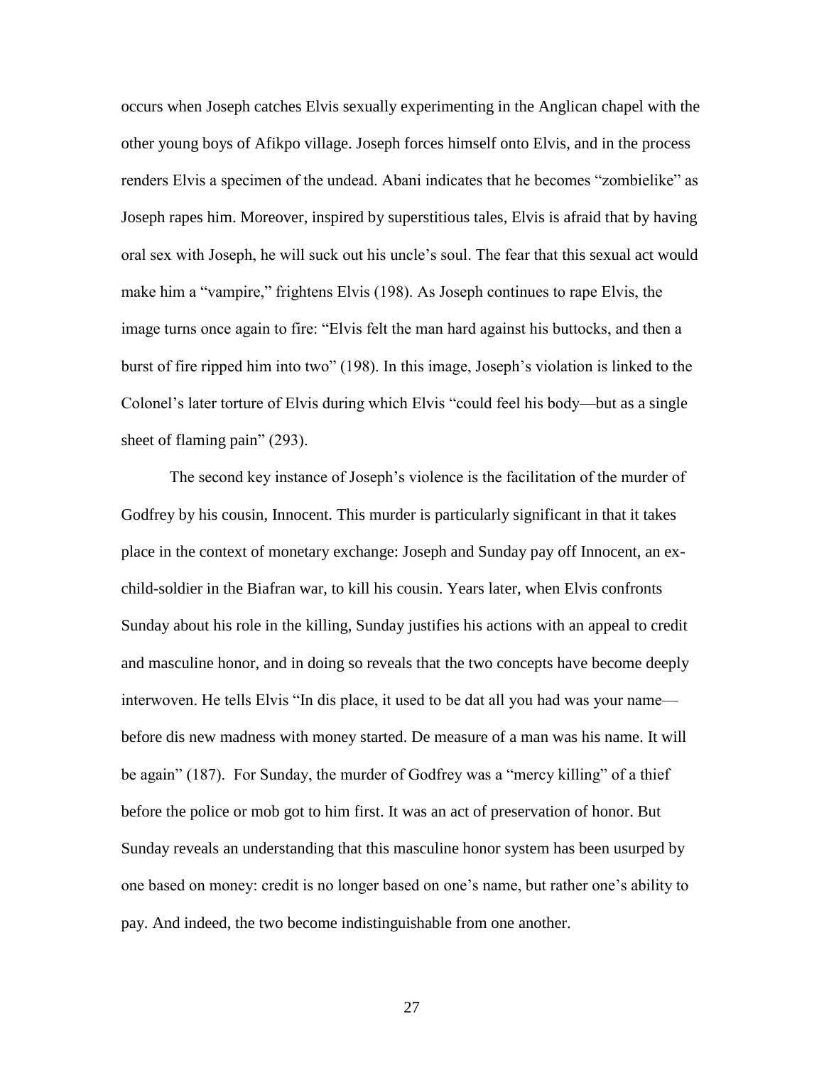occurs when Joseph catches Elvis sexually experimenting in the Anglican chapel with the other young boys of Afikpo village. Joseph forces himself onto Elvis, and in the process renders Elvis a specimen of the undead. Abani indicates that he becomes "zombielike" as Joseph rapes him. Moreover, inspired by superstitious tales, Elvis is afraid that by having oral sex with Joseph, he will suck out his uncle's soul. The fear that this sexual act would make him a "vampire," frightens Elvis (198). As Joseph continues to rape Elvis, the image turns once again to fire: "Elvis felt the man hard against his buttocks, and then a burst of fire ripped him into two" (198). In this image, Joseph's violation is linked to the Colonel's later torture of Elvis during which Elvis "could feel his body—but as a single sheet of flaming pain" (293).

The second key instance of Joseph's violence is the facilitation of the murder of Godfrey by his cousin, Innocent. This murder is particularly significant in that it takes place in the context of monetary exchange: Joseph and Sunday pay off Innocent, an ex-child-soldier in the Biafran war, to kill his cousin. Years later, when Elvis confronts Sunday about his role in the killing, Sunday justifies his actions with an appeal to credit and masculine honor, and in doing so reveals that the two concepts have become deeply interwoven. He tells Elvis "In dis place, it used to be dat all you had was your name—before dis new madness with money started. De measure of a man was his name. It will be again" (187). For Sunday, the murder of Godfrey was a "mercy killing" of a thief before the police or mob got to him first. It was an act of preservation of honor. But Sunday reveals an understanding that this masculine honor system has been usurped by one based on money: credit is no longer based on one's name, but rather one's ability to pay. And indeed, the two become indistinguishable from one another.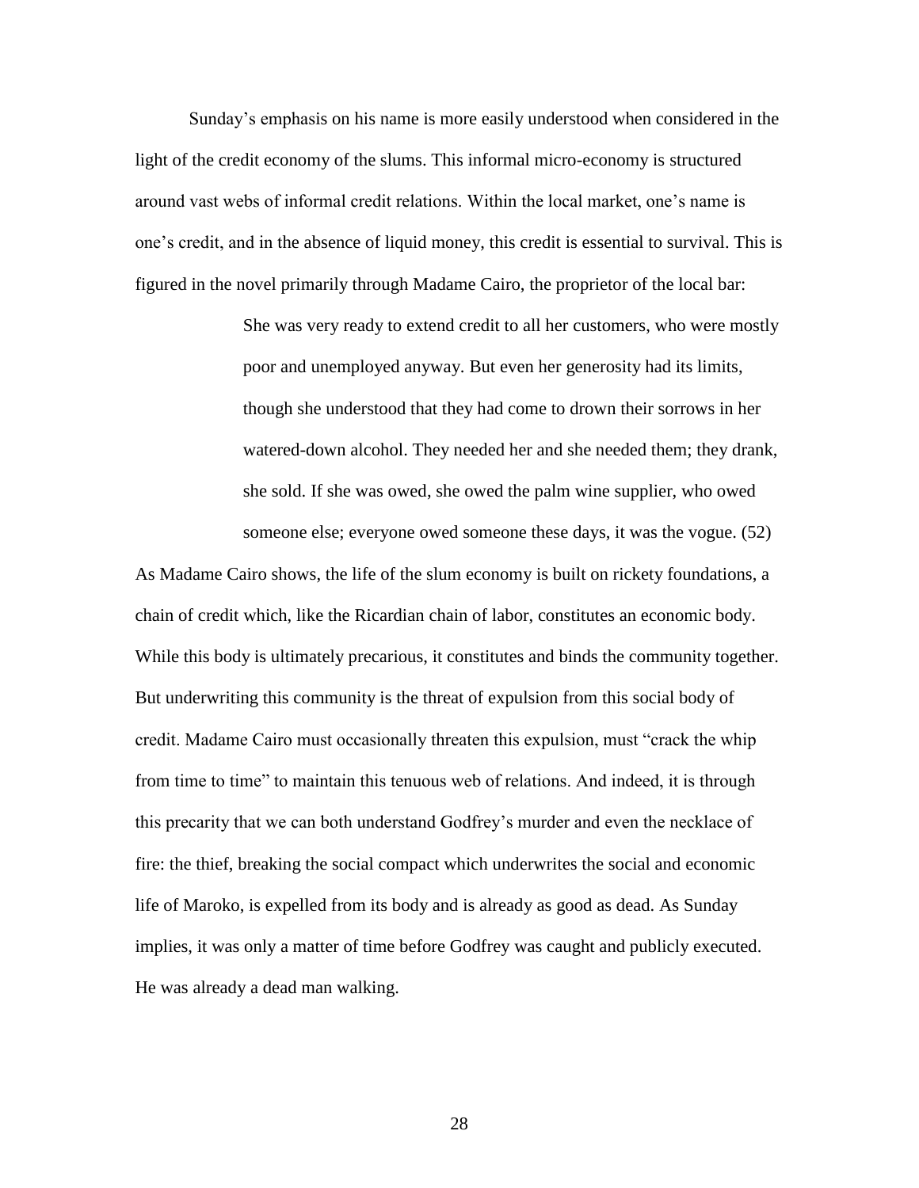Sunday's emphasis on his name is more easily understood when considered in the light of the credit economy of the slums. This informal micro-economy is structured around vast webs of informal credit relations. Within the local market, one's name is one's credit, and in the absence of liquid money, this credit is essential to survival. This is figured in the novel primarily through Madame Cairo, the proprietor of the local bar:

> She was very ready to extend credit to all her customers, who were mostly poor and unemployed anyway. But even her generosity had its limits, though she understood that they had come to drown their sorrows in her watered-down alcohol. They needed her and she needed them; they drank, she sold. If she was owed, she owed the palm wine supplier, who owed someone else; everyone owed someone these days, it was the vogue. (52)

As Madame Cairo shows, the life of the slum economy is built on rickety foundations, a chain of credit which, like the Ricardian chain of labor, constitutes an economic body. While this body is ultimately precarious, it constitutes and binds the community together. But underwriting this community is the threat of expulsion from this social body of credit. Madame Cairo must occasionally threaten this expulsion, must "crack the whip from time to time" to maintain this tenuous web of relations. And indeed, it is through this precarity that we can both understand Godfrey's murder and even the necklace of fire: the thief, breaking the social compact which underwrites the social and economic life of Maroko, is expelled from its body and is already as good as dead. As Sunday implies, it was only a matter of time before Godfrey was caught and publicly executed. He was already a dead man walking.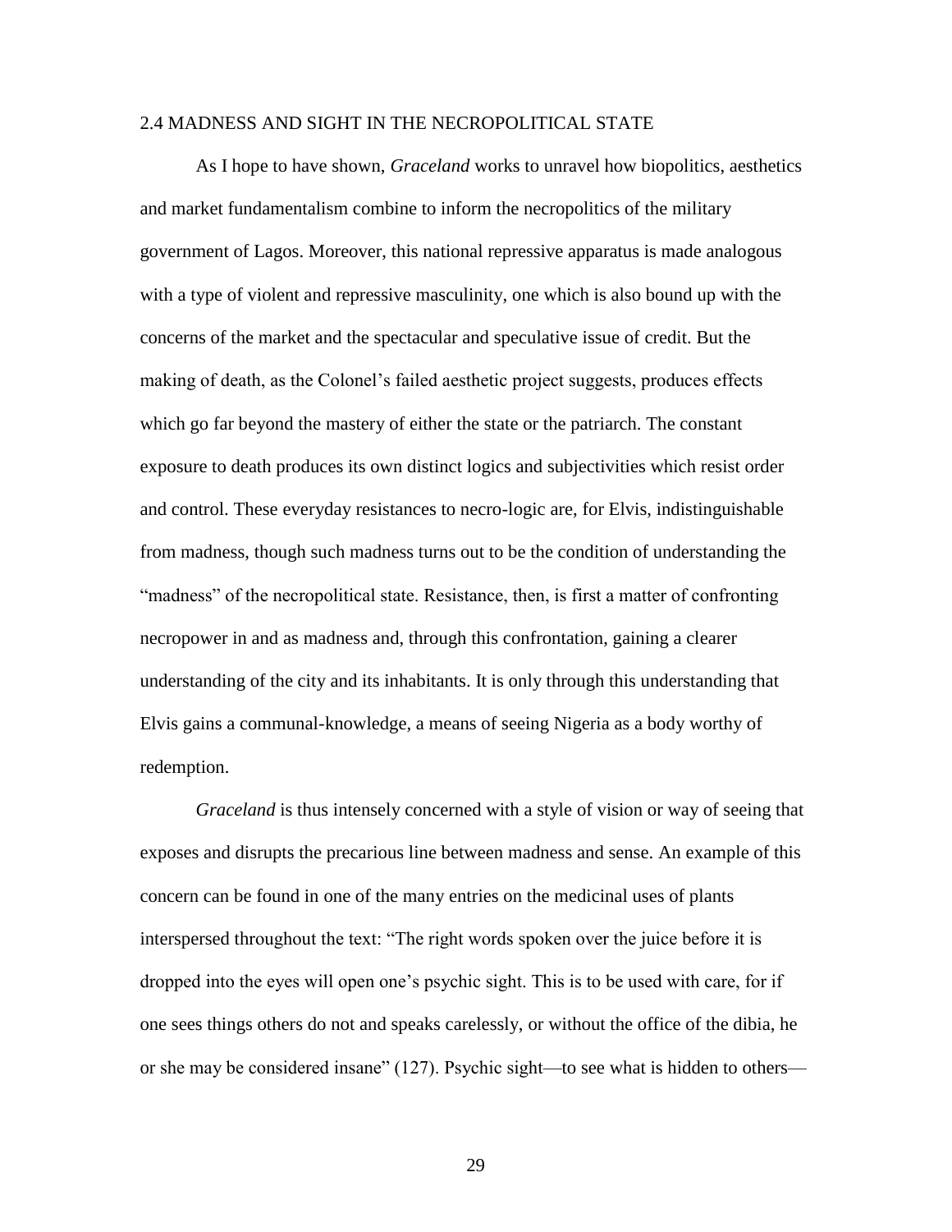## 2.4 MADNESS AND SIGHT IN THE NECROPOLITICAL STATE

As I hope to have shown, *Graceland* works to unravel how biopolitics, aesthetics and market fundamentalism combine to inform the necropolitics of the military government of Lagos. Moreover, this national repressive apparatus is made analogous with a type of violent and repressive masculinity, one which is also bound up with the concerns of the market and the spectacular and speculative issue of credit. But the making of death, as the Colonel's failed aesthetic project suggests, produces effects which go far beyond the mastery of either the state or the patriarch. The constant exposure to death produces its own distinct logics and subjectivities which resist order and control. These everyday resistances to necro-logic are, for Elvis, indistinguishable from madness, though such madness turns out to be the condition of understanding the "madness" of the necropolitical state. Resistance, then, is first a matter of confronting necropower in and as madness and, through this confrontation, gaining a clearer understanding of the city and its inhabitants. It is only through this understanding that Elvis gains a communal-knowledge, a means of seeing Nigeria as a body worthy of redemption.

*Graceland* is thus intensely concerned with a style of vision or way of seeing that exposes and disrupts the precarious line between madness and sense. An example of this concern can be found in one of the many entries on the medicinal uses of plants interspersed throughout the text: "The right words spoken over the juice before it is dropped into the eyes will open one's psychic sight. This is to be used with care, for if one sees things others do not and speaks carelessly, or without the office of the dibia, he or she may be considered insane" (127). Psychic sight—to see what is hidden to others—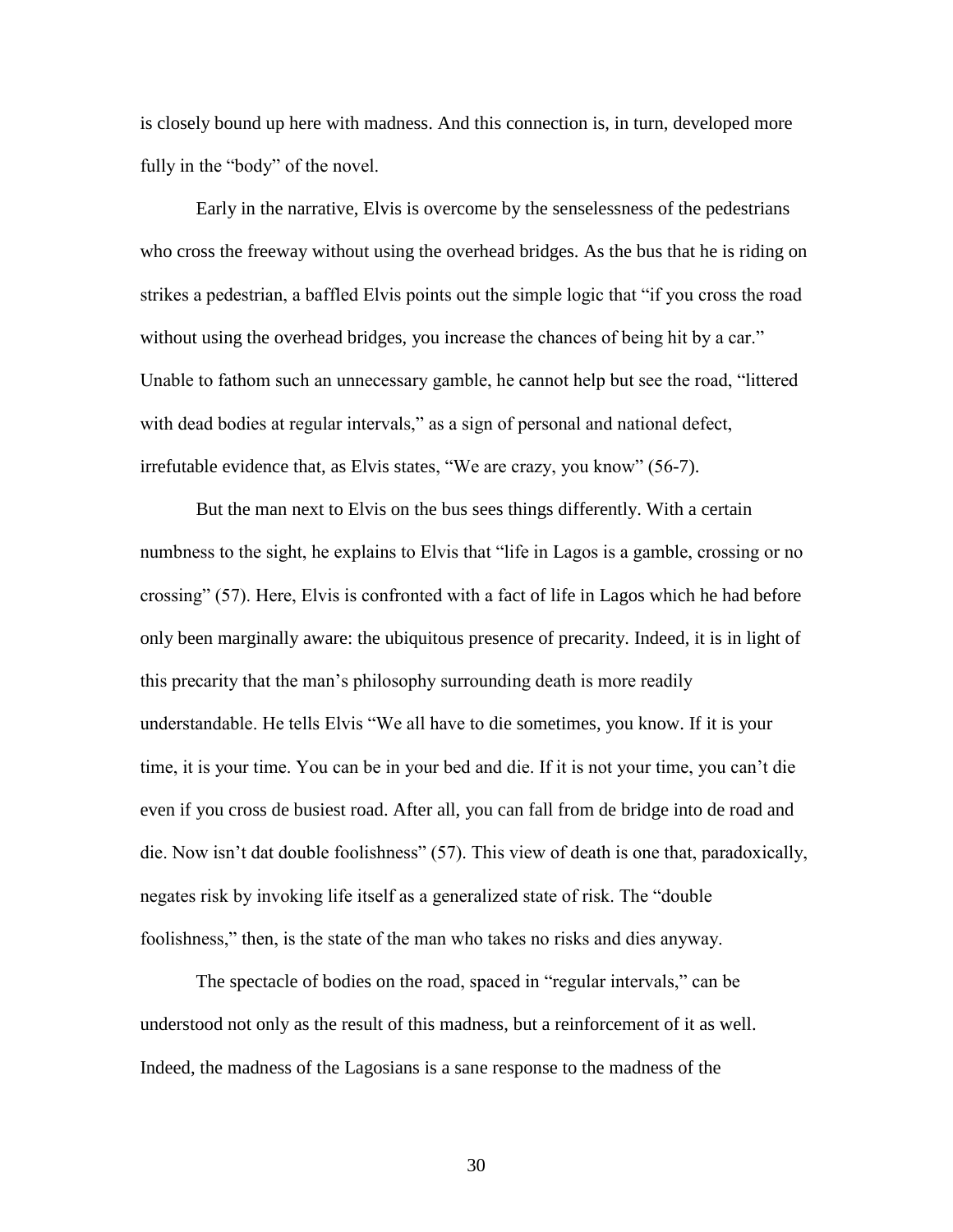is closely bound up here with madness. And this connection is, in turn, developed more fully in the "body" of the novel.

Early in the narrative, Elvis is overcome by the senselessness of the pedestrians who cross the freeway without using the overhead bridges. As the bus that he is riding on strikes a pedestrian, a baffled Elvis points out the simple logic that "if you cross the road without using the overhead bridges, you increase the chances of being hit by a car." Unable to fathom such an unnecessary gamble, he cannot help but see the road, "littered with dead bodies at regular intervals," as a sign of personal and national defect, irrefutable evidence that, as Elvis states, "We are crazy, you know" (56-7).

But the man next to Elvis on the bus sees things differently. With a certain numbness to the sight, he explains to Elvis that "life in Lagos is a gamble, crossing or no crossing" (57). Here, Elvis is confronted with a fact of life in Lagos which he had before only been marginally aware: the ubiquitous presence of precarity. Indeed, it is in light of this precarity that the man's philosophy surrounding death is more readily understandable. He tells Elvis "We all have to die sometimes, you know. If it is your time, it is your time. You can be in your bed and die. If it is not your time, you can't die even if you cross de busiest road. After all, you can fall from de bridge into de road and die. Now isn't dat double foolishness" (57). This view of death is one that, paradoxically, negates risk by invoking life itself as a generalized state of risk. The "double foolishness," then, is the state of the man who takes no risks and dies anyway.

The spectacle of bodies on the road, spaced in "regular intervals," can be understood not only as the result of this madness, but a reinforcement of it as well. Indeed, the madness of the Lagosians is a sane response to the madness of the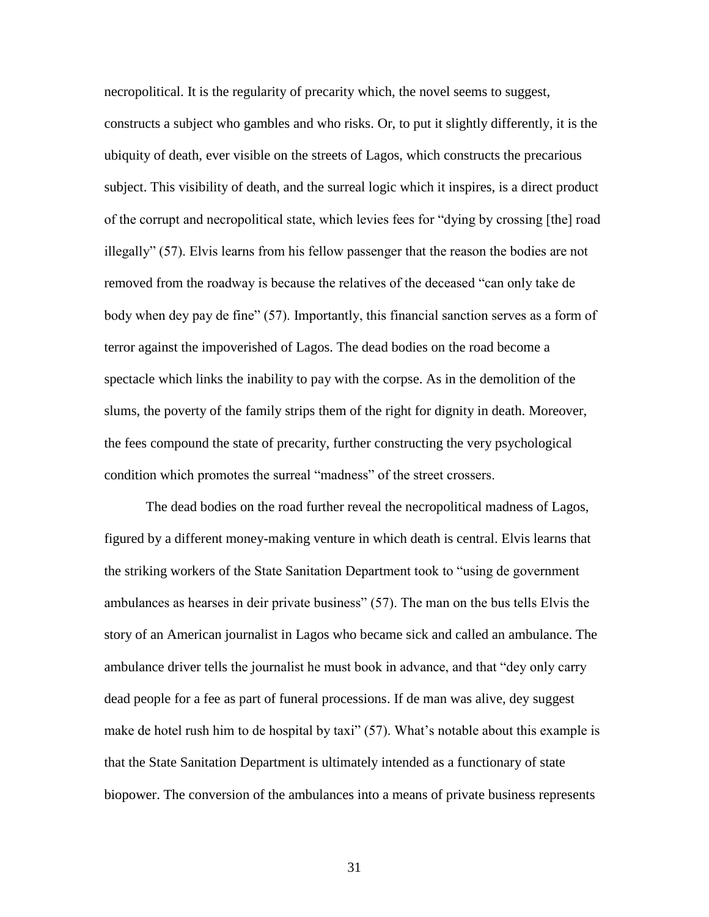necropolitical. It is the regularity of precarity which, the novel seems to suggest, constructs a subject who gambles and who risks. Or, to put it slightly differently, it is the ubiquity of death, ever visible on the streets of Lagos, which constructs the precarious subject. This visibility of death, and the surreal logic which it inspires, is a direct product of the corrupt and necropolitical state, which levies fees for "dying by crossing [the] road illegally" (57). Elvis learns from his fellow passenger that the reason the bodies are not removed from the roadway is because the relatives of the deceased "can only take de body when dey pay de fine" (57). Importantly, this financial sanction serves as a form of terror against the impoverished of Lagos. The dead bodies on the road become a spectacle which links the inability to pay with the corpse. As in the demolition of the slums, the poverty of the family strips them of the right for dignity in death. Moreover, the fees compound the state of precarity, further constructing the very psychological condition which promotes the surreal "madness" of the street crossers.

The dead bodies on the road further reveal the necropolitical madness of Lagos, figured by a different money-making venture in which death is central. Elvis learns that the striking workers of the State Sanitation Department took to "using de government ambulances as hearses in deir private business" (57). The man on the bus tells Elvis the story of an American journalist in Lagos who became sick and called an ambulance. The ambulance driver tells the journalist he must book in advance, and that "dey only carry dead people for a fee as part of funeral processions. If de man was alive, dey suggest make de hotel rush him to de hospital by taxi" (57). What's notable about this example is that the State Sanitation Department is ultimately intended as a functionary of state biopower. The conversion of the ambulances into a means of private business represents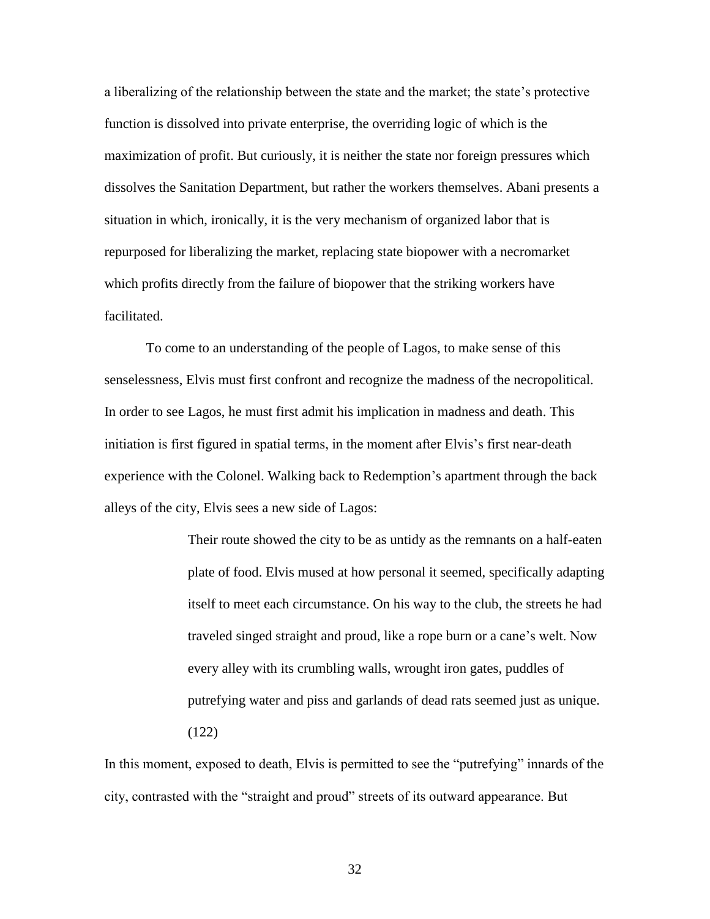a liberalizing of the relationship between the state and the market; the state's protective function is dissolved into private enterprise, the overriding logic of which is the maximization of profit. But curiously, it is neither the state nor foreign pressures which dissolves the Sanitation Department, but rather the workers themselves. Abani presents a situation in which, ironically, it is the very mechanism of organized labor that is repurposed for liberalizing the market, replacing state biopower with a necromarket which profits directly from the failure of biopower that the striking workers have facilitated.

To come to an understanding of the people of Lagos, to make sense of this senselessness, Elvis must first confront and recognize the madness of the necropolitical. In order to see Lagos, he must first admit his implication in madness and death. This initiation is first figured in spatial terms, in the moment after Elvis's first near-death experience with the Colonel. Walking back to Redemption's apartment through the back alleys of the city, Elvis sees a new side of Lagos:

> Their route showed the city to be as untidy as the remnants on a half-eaten plate of food. Elvis mused at how personal it seemed, specifically adapting itself to meet each circumstance. On his way to the club, the streets he had traveled singed straight and proud, like a rope burn or a cane's welt. Now every alley with its crumbling walls, wrought iron gates, puddles of putrefying water and piss and garlands of dead rats seemed just as unique. (122)

In this moment, exposed to death, Elvis is permitted to see the "putrefying" innards of the city, contrasted with the "straight and proud" streets of its outward appearance. But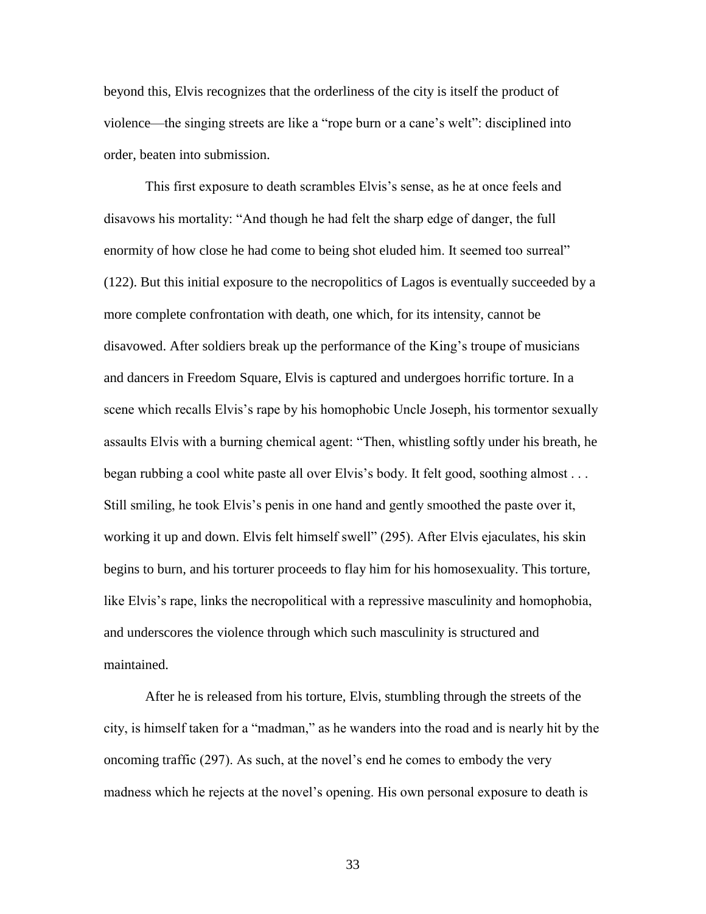beyond this, Elvis recognizes that the orderliness of the city is itself the product of violence—the singing streets are like a "rope burn or a cane's welt": disciplined into order, beaten into submission.

This first exposure to death scrambles Elvis's sense, as he at once feels and disavows his mortality: "And though he had felt the sharp edge of danger, the full enormity of how close he had come to being shot eluded him. It seemed too surreal" (122). But this initial exposure to the necropolitics of Lagos is eventually succeeded by a more complete confrontation with death, one which, for its intensity, cannot be disavowed. After soldiers break up the performance of the King's troupe of musicians and dancers in Freedom Square, Elvis is captured and undergoes horrific torture. In a scene which recalls Elvis's rape by his homophobic Uncle Joseph, his tormentor sexually assaults Elvis with a burning chemical agent: "Then, whistling softly under his breath, he began rubbing a cool white paste all over Elvis's body. It felt good, soothing almost . . . Still smiling, he took Elvis's penis in one hand and gently smoothed the paste over it, working it up and down. Elvis felt himself swell" (295). After Elvis ejaculates, his skin begins to burn, and his torturer proceeds to flay him for his homosexuality. This torture, like Elvis's rape, links the necropolitical with a repressive masculinity and homophobia, and underscores the violence through which such masculinity is structured and maintained.

After he is released from his torture, Elvis, stumbling through the streets of the city, is himself taken for a "madman," as he wanders into the road and is nearly hit by the oncoming traffic (297). As such, at the novel's end he comes to embody the very madness which he rejects at the novel's opening. His own personal exposure to death is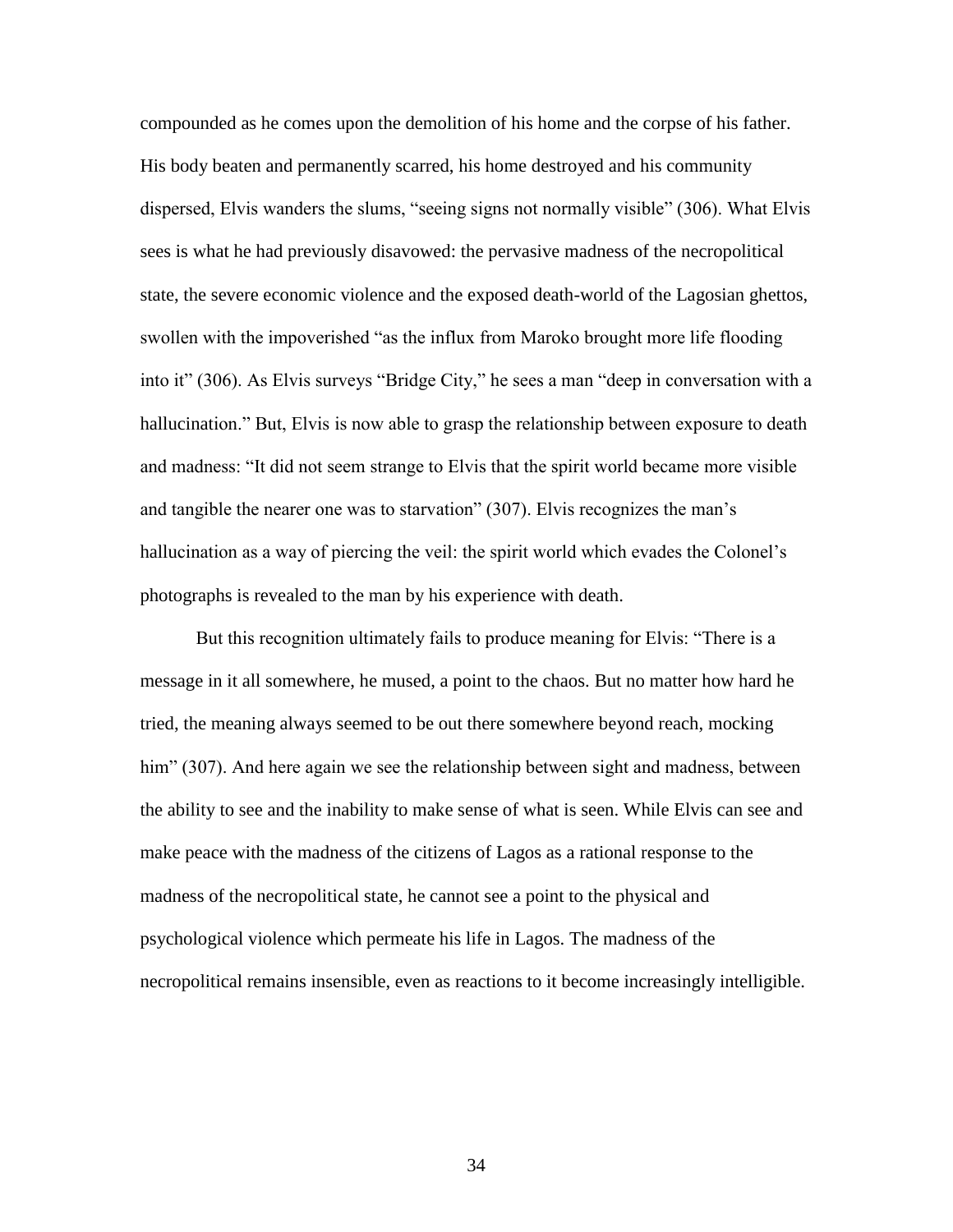compounded as he comes upon the demolition of his home and the corpse of his father. His body beaten and permanently scarred, his home destroyed and his community dispersed, Elvis wanders the slums, "seeing signs not normally visible" (306). What Elvis sees is what he had previously disavowed: the pervasive madness of the necropolitical state, the severe economic violence and the exposed death-world of the Lagosian ghettos, swollen with the impoverished "as the influx from Maroko brought more life flooding into it" (306). As Elvis surveys "Bridge City," he sees a man "deep in conversation with a hallucination." But, Elvis is now able to grasp the relationship between exposure to death and madness: "It did not seem strange to Elvis that the spirit world became more visible and tangible the nearer one was to starvation" (307). Elvis recognizes the man's hallucination as a way of piercing the veil: the spirit world which evades the Colonel's photographs is revealed to the man by his experience with death.

But this recognition ultimately fails to produce meaning for Elvis: "There is a message in it all somewhere, he mused, a point to the chaos. But no matter how hard he tried, the meaning always seemed to be out there somewhere beyond reach, mocking him" (307). And here again we see the relationship between sight and madness, between the ability to see and the inability to make sense of what is seen. While Elvis can see and make peace with the madness of the citizens of Lagos as a rational response to the madness of the necropolitical state, he cannot see a point to the physical and psychological violence which permeate his life in Lagos. The madness of the necropolitical remains insensible, even as reactions to it become increasingly intelligible.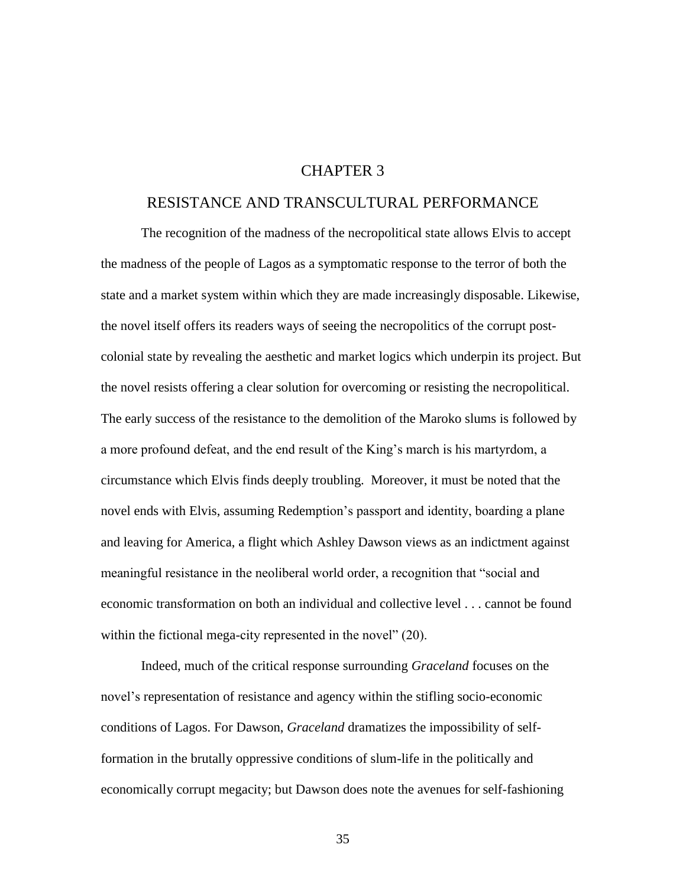# CHAPTER 3

## RESISTANCE AND TRANSCULTURAL PERFORMANCE

The recognition of the madness of the necropolitical state allows Elvis to accept the madness of the people of Lagos as a symptomatic response to the terror of both the state and a market system within which they are made increasingly disposable. Likewise, the novel itself offers its readers ways of seeing the necropolitics of the corrupt post-colonial state by revealing the aesthetic and market logics which underpin its project. But the novel resists offering a clear solution for overcoming or resisting the necropolitical. The early success of the resistance to the demolition of the Maroko slums is followed by a more profound defeat, and the end result of the King's march is his martyrdom, a circumstance which Elvis finds deeply troubling. Moreover, it must be noted that the novel ends with Elvis, assuming Redemption's passport and identity, boarding a plane and leaving for America, a flight which Ashley Dawson views as an indictment against meaningful resistance in the neoliberal world order, a recognition that "social and economic transformation on both an individual and collective level . . . cannot be found within the fictional mega-city represented in the novel" (20).

Indeed, much of the critical response surrounding *Graceland* focuses on the novel's representation of resistance and agency within the stifling socio-economic conditions of Lagos. For Dawson, *Graceland* dramatizes the impossibility of self-formation in the brutally oppressive conditions of slum-life in the politically and economically corrupt megacity; but Dawson does note the avenues for self-fashioning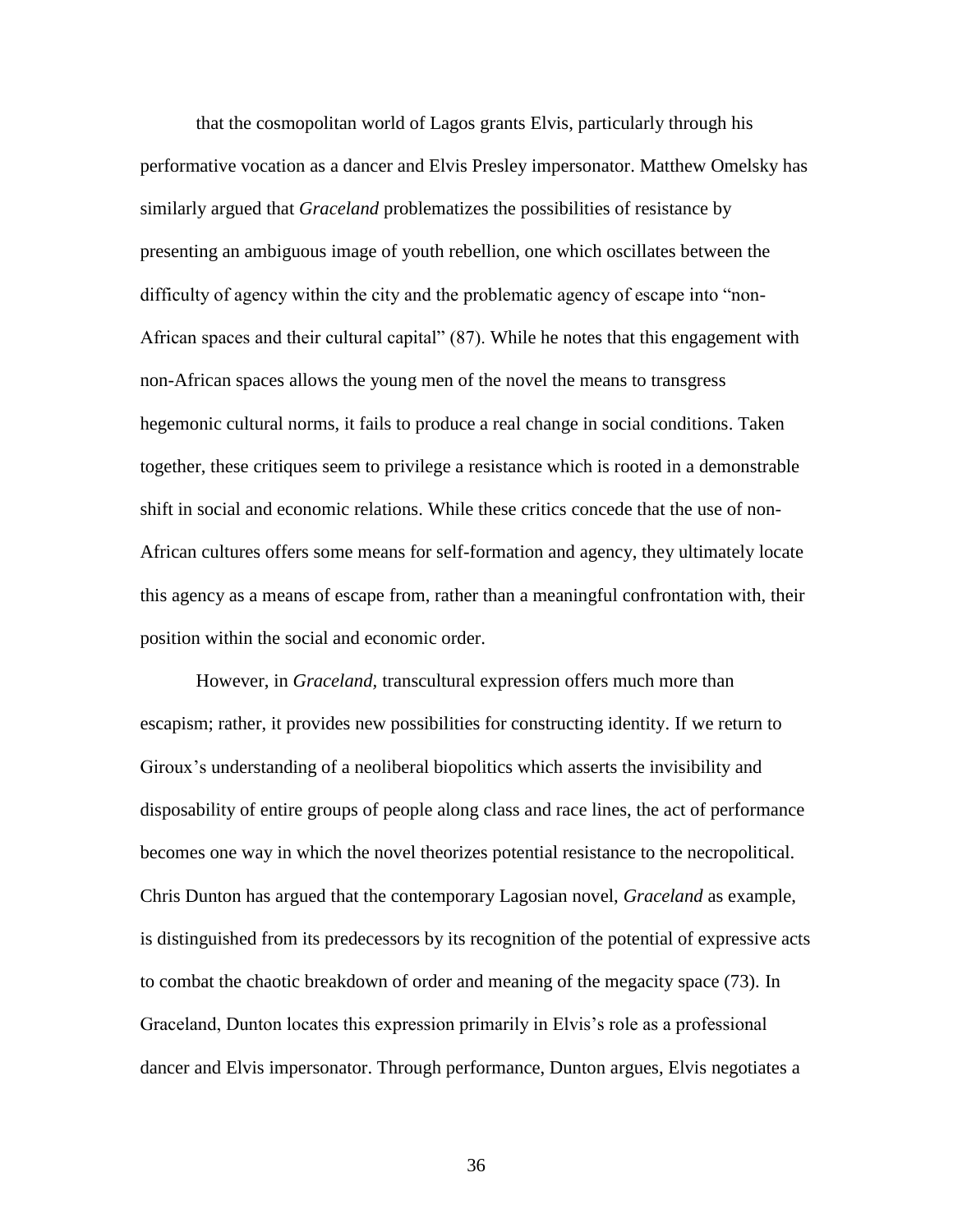that the cosmopolitan world of Lagos grants Elvis, particularly through his performative vocation as a dancer and Elvis Presley impersonator. Matthew Omelsky has similarly argued that *Graceland* problematizes the possibilities of resistance by presenting an ambiguous image of youth rebellion, one which oscillates between the difficulty of agency within the city and the problematic agency of escape into "non-African spaces and their cultural capital" (87). While he notes that this engagement with non-African spaces allows the young men of the novel the means to transgress hegemonic cultural norms, it fails to produce a real change in social conditions. Taken together, these critiques seem to privilege a resistance which is rooted in a demonstrable shift in social and economic relations. While these critics concede that the use of non-African cultures offers some means for self-formation and agency, they ultimately locate this agency as a means of escape from, rather than a meaningful confrontation with, their position within the social and economic order.

However, in *Graceland,* transcultural expression offers much more than escapism; rather, it provides new possibilities for constructing identity. If we return to Giroux's understanding of a neoliberal biopolitics which asserts the invisibility and disposability of entire groups of people along class and race lines, the act of performance becomes one way in which the novel theorizes potential resistance to the necropolitical. Chris Dunton has argued that the contemporary Lagosian novel, *Graceland* as example, is distinguished from its predecessors by its recognition of the potential of expressive acts to combat the chaotic breakdown of order and meaning of the megacity space (73). In Graceland, Dunton locates this expression primarily in Elvis's role as a professional dancer and Elvis impersonator. Through performance, Dunton argues, Elvis negotiates a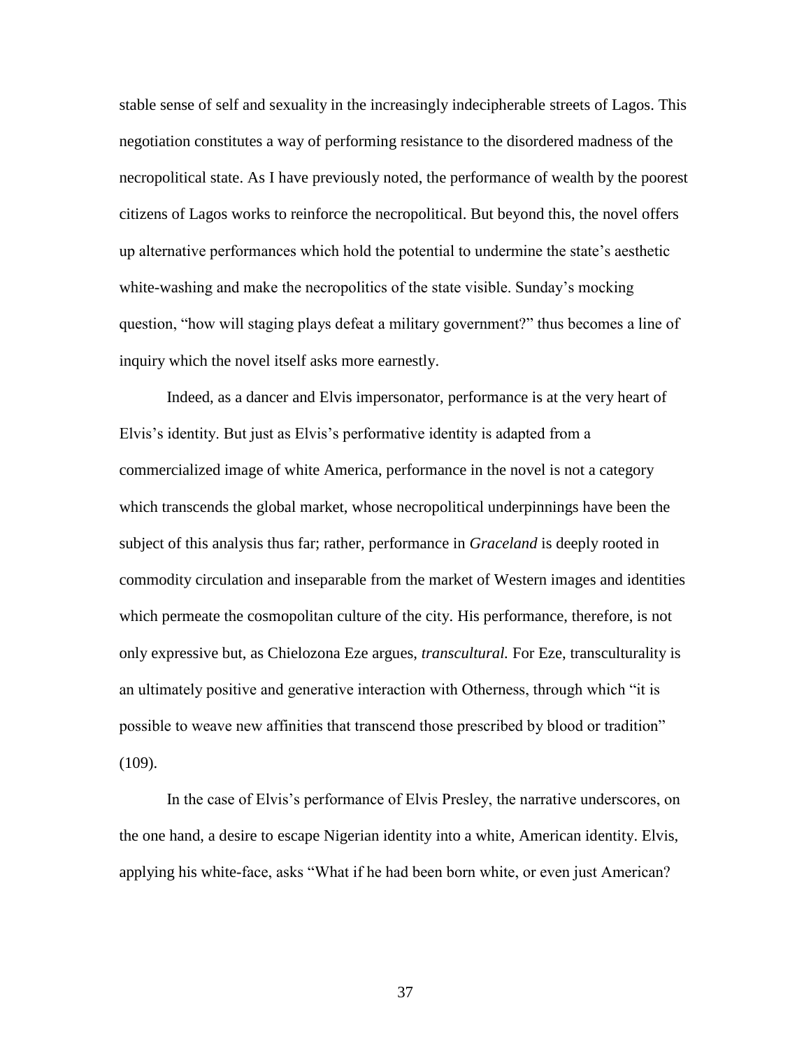stable sense of self and sexuality in the increasingly indecipherable streets of Lagos. This negotiation constitutes a way of performing resistance to the disordered madness of the necropolitical state. As I have previously noted, the performance of wealth by the poorest citizens of Lagos works to reinforce the necropolitical. But beyond this, the novel offers up alternative performances which hold the potential to undermine the state's aesthetic white-washing and make the necropolitics of the state visible. Sunday's mocking question, "how will staging plays defeat a military government?" thus becomes a line of inquiry which the novel itself asks more earnestly.

Indeed, as a dancer and Elvis impersonator, performance is at the very heart of Elvis's identity. But just as Elvis's performative identity is adapted from a commercialized image of white America, performance in the novel is not a category which transcends the global market, whose necropolitical underpinnings have been the subject of this analysis thus far; rather, performance in *Graceland* is deeply rooted in commodity circulation and inseparable from the market of Western images and identities which permeate the cosmopolitan culture of the city. His performance, therefore, is not only expressive but, as Chielozona Eze argues, *transcultural.* For Eze, transculturality is an ultimately positive and generative interaction with Otherness, through which "it is possible to weave new affinities that transcend those prescribed by blood or tradition" (109).

In the case of Elvis's performance of Elvis Presley, the narrative underscores, on the one hand, a desire to escape Nigerian identity into a white, American identity. Elvis, applying his white-face, asks "What if he had been born white, or even just American?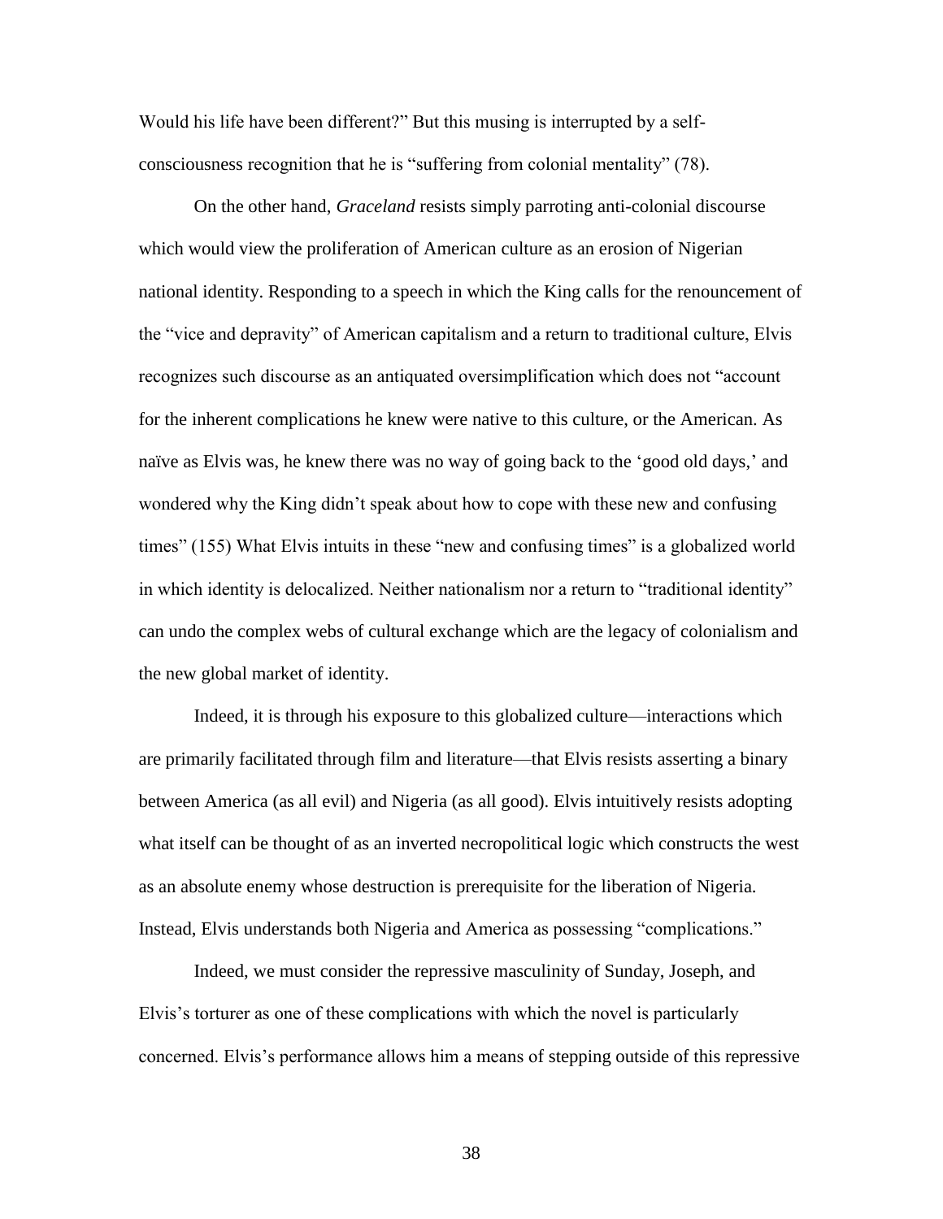Would his life have been different?" But this musing is interrupted by a self-consciousness recognition that he is "suffering from colonial mentality" (78).

On the other hand, *Graceland* resists simply parroting anti-colonial discourse which would view the proliferation of American culture as an erosion of Nigerian national identity. Responding to a speech in which the King calls for the renouncement of the "vice and depravity" of American capitalism and a return to traditional culture, Elvis recognizes such discourse as an antiquated oversimplification which does not "account for the inherent complications he knew were native to this culture, or the American. As naïve as Elvis was, he knew there was no way of going back to the 'good old days,' and wondered why the King didn't speak about how to cope with these new and confusing times" (155) What Elvis intuits in these "new and confusing times" is a globalized world in which identity is delocalized. Neither nationalism nor a return to "traditional identity" can undo the complex webs of cultural exchange which are the legacy of colonialism and the new global market of identity.

Indeed, it is through his exposure to this globalized culture—interactions which are primarily facilitated through film and literature—that Elvis resists asserting a binary between America (as all evil) and Nigeria (as all good). Elvis intuitively resists adopting what itself can be thought of as an inverted necropolitical logic which constructs the west as an absolute enemy whose destruction is prerequisite for the liberation of Nigeria. Instead, Elvis understands both Nigeria and America as possessing "complications."

Indeed, we must consider the repressive masculinity of Sunday, Joseph, and Elvis's torturer as one of these complications with which the novel is particularly concerned. Elvis's performance allows him a means of stepping outside of this repressive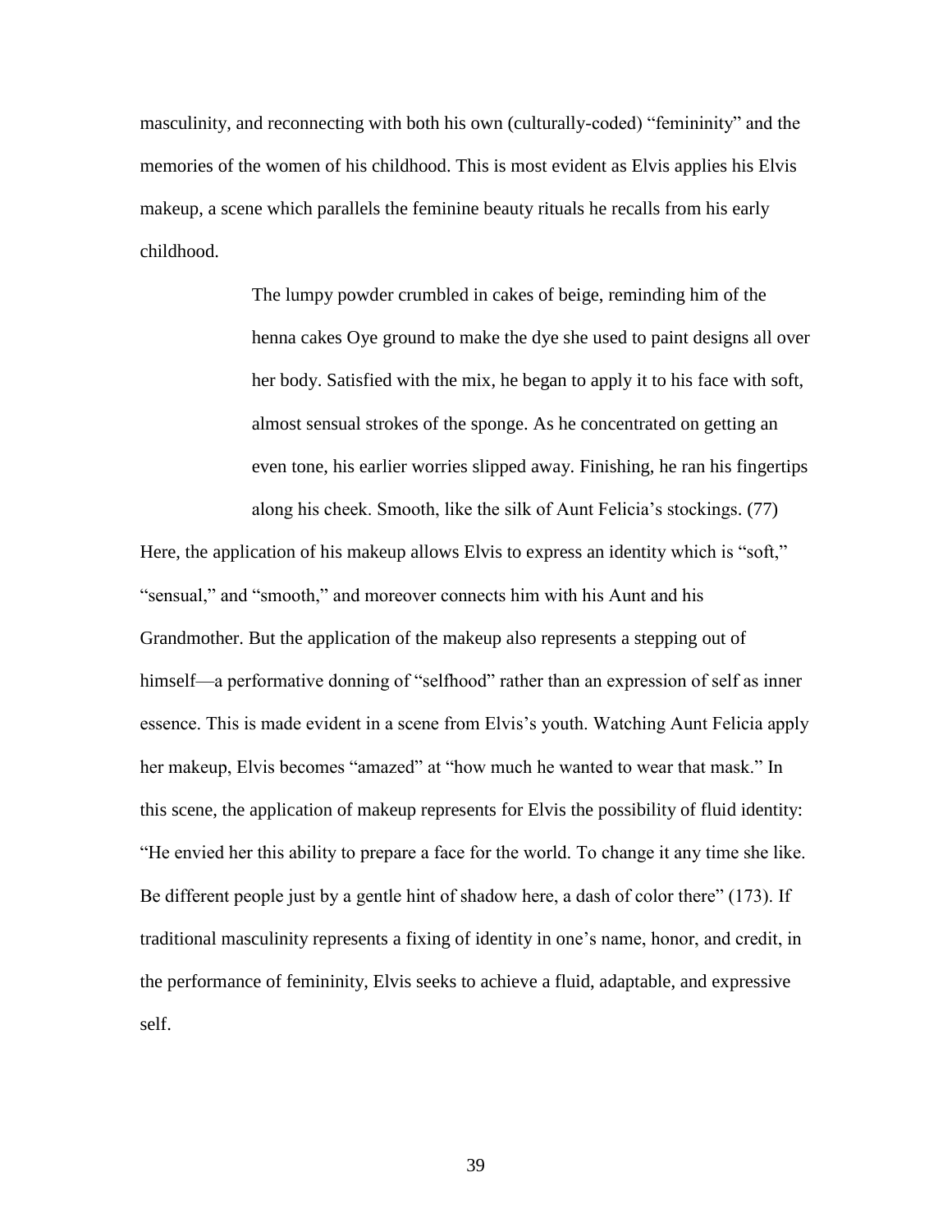masculinity, and reconnecting with both his own (culturally-coded) "femininity" and the memories of the women of his childhood. This is most evident as Elvis applies his Elvis makeup, a scene which parallels the feminine beauty rituals he recalls from his early childhood.

> The lumpy powder crumbled in cakes of beige, reminding him of the henna cakes Oye ground to make the dye she used to paint designs all over her body. Satisfied with the mix, he began to apply it to his face with soft, almost sensual strokes of the sponge. As he concentrated on getting an even tone, his earlier worries slipped away. Finishing, he ran his fingertips along his cheek. Smooth, like the silk of Aunt Felicia's stockings. (77)

Here, the application of his makeup allows Elvis to express an identity which is "soft," "sensual," and "smooth," and moreover connects him with his Aunt and his Grandmother. But the application of the makeup also represents a stepping out of himself—a performative donning of "selfhood" rather than an expression of self as inner essence. This is made evident in a scene from Elvis's youth. Watching Aunt Felicia apply her makeup, Elvis becomes "amazed" at "how much he wanted to wear that mask." In this scene, the application of makeup represents for Elvis the possibility of fluid identity: "He envied her this ability to prepare a face for the world. To change it any time she like. Be different people just by a gentle hint of shadow here, a dash of color there" (173). If traditional masculinity represents a fixing of identity in one's name, honor, and credit, in the performance of femininity, Elvis seeks to achieve a fluid, adaptable, and expressive self.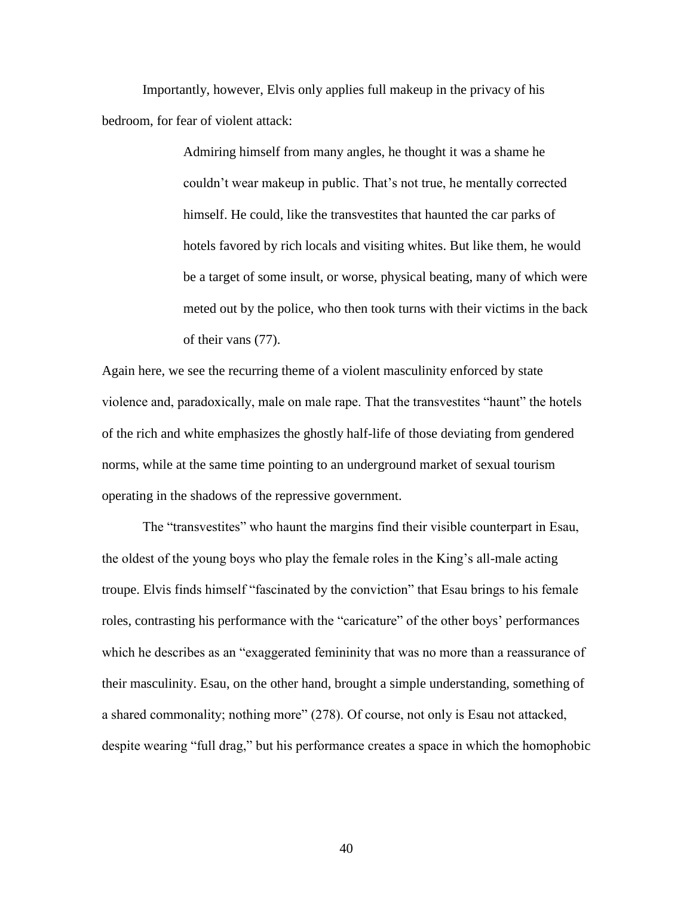Importantly, however, Elvis only applies full makeup in the privacy of his bedroom, for fear of violent attack:

> Admiring himself from many angles, he thought it was a shame he couldn't wear makeup in public. That's not true, he mentally corrected himself. He could, like the transvestites that haunted the car parks of hotels favored by rich locals and visiting whites. But like them, he would be a target of some insult, or worse, physical beating, many of which were meted out by the police, who then took turns with their victims in the back of their vans (77).

Again here, we see the recurring theme of a violent masculinity enforced by state violence and, paradoxically, male on male rape. That the transvestites "haunt" the hotels of the rich and white emphasizes the ghostly half-life of those deviating from gendered norms, while at the same time pointing to an underground market of sexual tourism operating in the shadows of the repressive government.

The "transvestites" who haunt the margins find their visible counterpart in Esau, the oldest of the young boys who play the female roles in the King's all-male acting troupe. Elvis finds himself "fascinated by the conviction" that Esau brings to his female roles, contrasting his performance with the "caricature" of the other boys' performances which he describes as an "exaggerated femininity that was no more than a reassurance of their masculinity. Esau, on the other hand, brought a simple understanding, something of a shared commonality; nothing more" (278). Of course, not only is Esau not attacked, despite wearing "full drag," but his performance creates a space in which the homophobic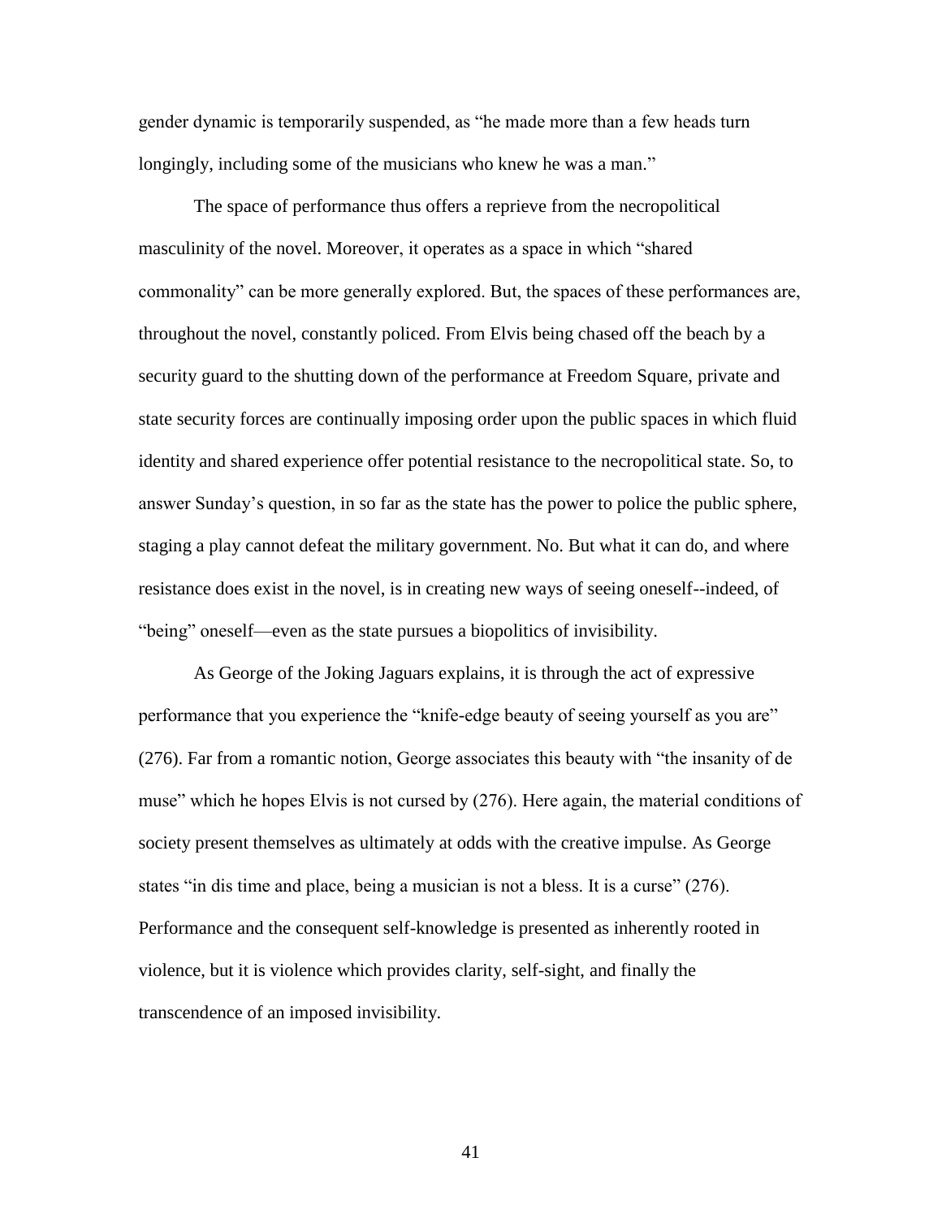gender dynamic is temporarily suspended, as "he made more than a few heads turn longingly, including some of the musicians who knew he was a man."

The space of performance thus offers a reprieve from the necropolitical masculinity of the novel. Moreover, it operates as a space in which "shared commonality" can be more generally explored. But, the spaces of these performances are, throughout the novel, constantly policed. From Elvis being chased off the beach by a security guard to the shutting down of the performance at Freedom Square, private and state security forces are continually imposing order upon the public spaces in which fluid identity and shared experience offer potential resistance to the necropolitical state. So, to answer Sunday's question, in so far as the state has the power to police the public sphere, staging a play cannot defeat the military government. No. But what it can do, and where resistance does exist in the novel, is in creating new ways of seeing oneself--indeed, of "being" oneself—even as the state pursues a biopolitics of invisibility.

As George of the Joking Jaguars explains, it is through the act of expressive performance that you experience the "knife-edge beauty of seeing yourself as you are" (276). Far from a romantic notion, George associates this beauty with "the insanity of de muse" which he hopes Elvis is not cursed by (276). Here again, the material conditions of society present themselves as ultimately at odds with the creative impulse. As George states "in dis time and place, being a musician is not a bless. It is a curse" (276). Performance and the consequent self-knowledge is presented as inherently rooted in violence, but it is violence which provides clarity, self-sight, and finally the transcendence of an imposed invisibility.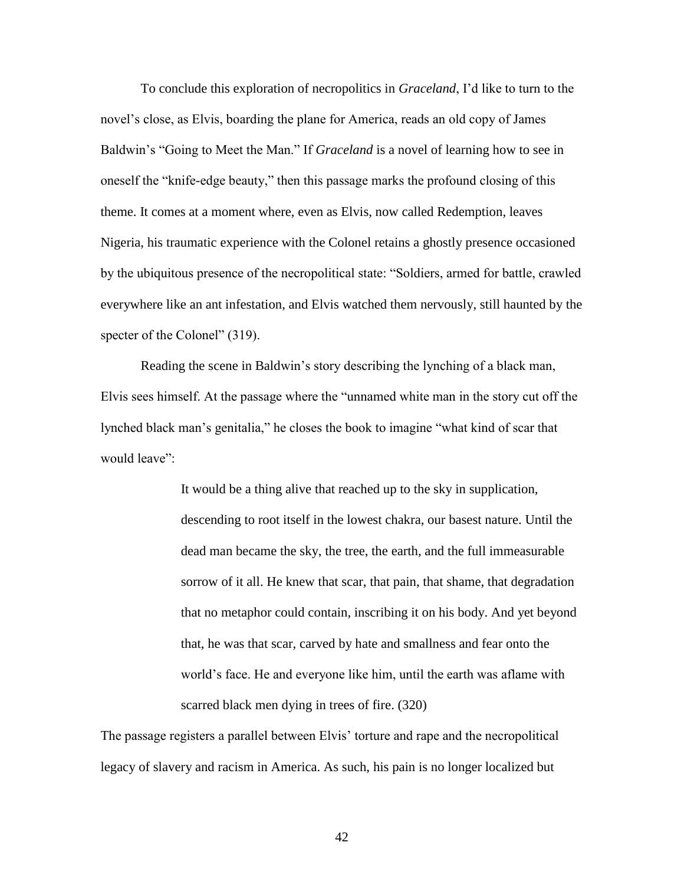To conclude this exploration of necropolitics in *Graceland*, I'd like to turn to the novel's close, as Elvis, boarding the plane for America, reads an old copy of James Baldwin's "Going to Meet the Man." If *Graceland* is a novel of learning how to see in oneself the "knife-edge beauty," then this passage marks the profound closing of this theme. It comes at a moment where, even as Elvis, now called Redemption, leaves Nigeria, his traumatic experience with the Colonel retains a ghostly presence occasioned by the ubiquitous presence of the necropolitical state: "Soldiers, armed for battle, crawled everywhere like an ant infestation, and Elvis watched them nervously, still haunted by the specter of the Colonel" (319).

Reading the scene in Baldwin's story describing the lynching of a black man, Elvis sees himself. At the passage where the "unnamed white man in the story cut off the lynched black man's genitalia," he closes the book to imagine "what kind of scar that would leave":

> It would be a thing alive that reached up to the sky in supplication, descending to root itself in the lowest chakra, our basest nature. Until the dead man became the sky, the tree, the earth, and the full immeasurable sorrow of it all. He knew that scar, that pain, that shame, that degradation that no metaphor could contain, inscribing it on his body. And yet beyond that, he was that scar, carved by hate and smallness and fear onto the world's face. He and everyone like him, until the earth was aflame with scarred black men dying in trees of fire. (320)

The passage registers a parallel between Elvis' torture and rape and the necropolitical legacy of slavery and racism in America. As such, his pain is no longer localized but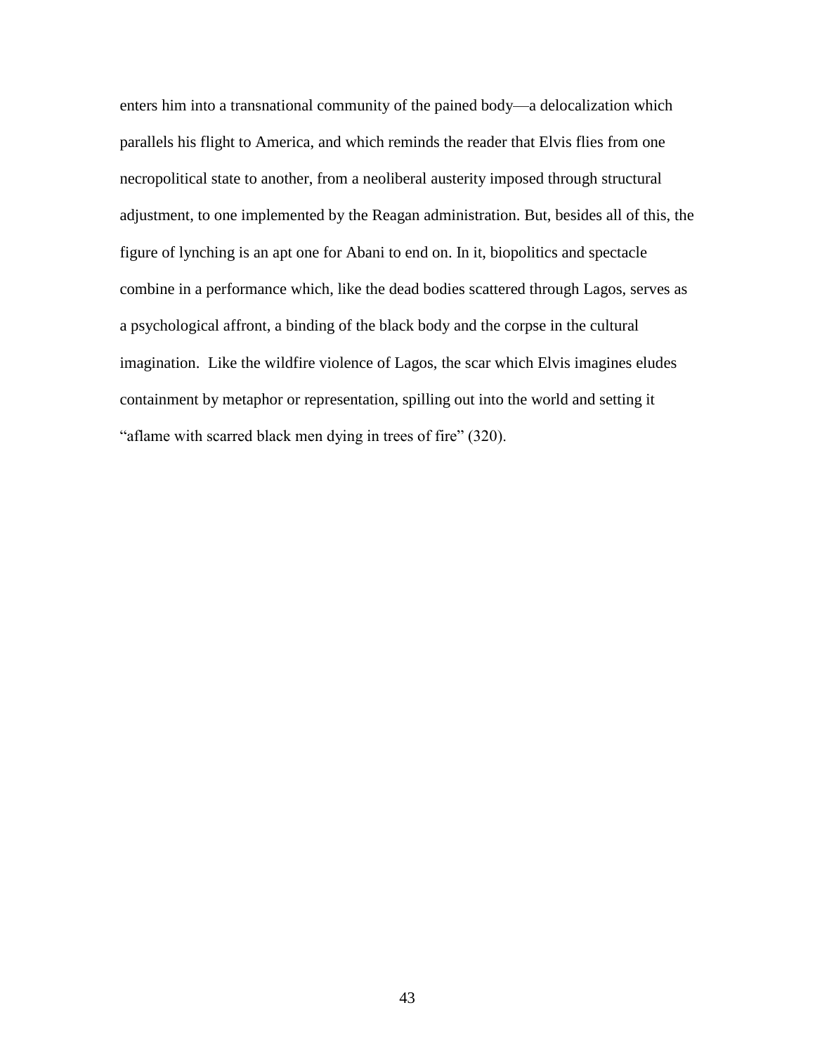enters him into a transnational community of the pained body—a delocalization which parallels his flight to America, and which reminds the reader that Elvis flies from one necropolitical state to another, from a neoliberal austerity imposed through structural adjustment, to one implemented by the Reagan administration. But, besides all of this, the figure of lynching is an apt one for Abani to end on. In it, biopolitics and spectacle combine in a performance which, like the dead bodies scattered through Lagos, serves as a psychological affront, a binding of the black body and the corpse in the cultural imagination. Like the wildfire violence of Lagos, the scar which Elvis imagines eludes containment by metaphor or representation, spilling out into the world and setting it "aflame with scarred black men dying in trees of fire" (320).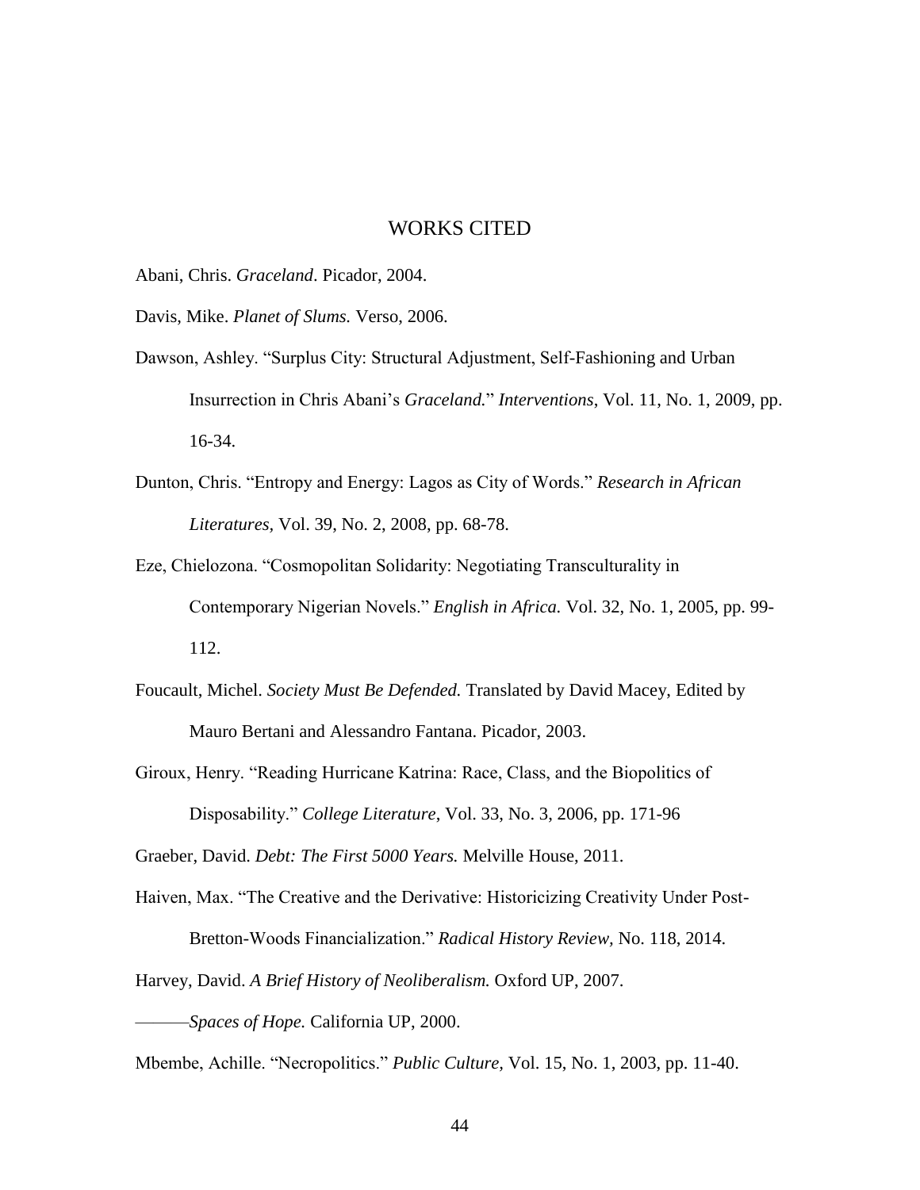# WORKS CITED

Abani, Chris. *Graceland*. Picador, 2004.

Davis, Mike. *Planet of Slums.* Verso, 2006.

Dawson, Ashley. "Surplus City: Structural Adjustment, Self-Fashioning and Urban Insurrection in Chris Abani's *Graceland.*" *Interventions*, Vol. 11, No. 1, 2009, pp. 16-34.

Dunton, Chris. "Entropy and Energy: Lagos as City of Words." *Research in African Literatures,* Vol. 39, No. 2, 2008, pp. 68-78.

Eze, Chielozona. "Cosmopolitan Solidarity: Negotiating Transculturality in Contemporary Nigerian Novels." *English in Africa.* Vol. 32, No. 1, 2005, pp. 99-112.

Foucault, Michel. *Society Must Be Defended.* Translated by David Macey, Edited by Mauro Bertani and Alessandro Fantana. Picador, 2003.

Giroux, Henry. "Reading Hurricane Katrina: Race, Class, and the Biopolitics of Disposability." *College Literature*, Vol. 33, No. 3, 2006, pp. 171-96

Graeber, David. *Debt: The First 5000 Years.* Melville House, 2011.

Haiven, Max. "The Creative and the Derivative: Historicizing Creativity Under Post-Bretton-Woods Financialization." *Radical History Review,* No. 118, 2014.

Harvey, David. *A Brief History of Neoliberalism.* Oxford UP, 2007.

———*Spaces of Hope.* California UP, 2000.

Mbembe, Achille. "Necropolitics." *Public Culture,* Vol. 15, No. 1, 2003, pp. 11-40.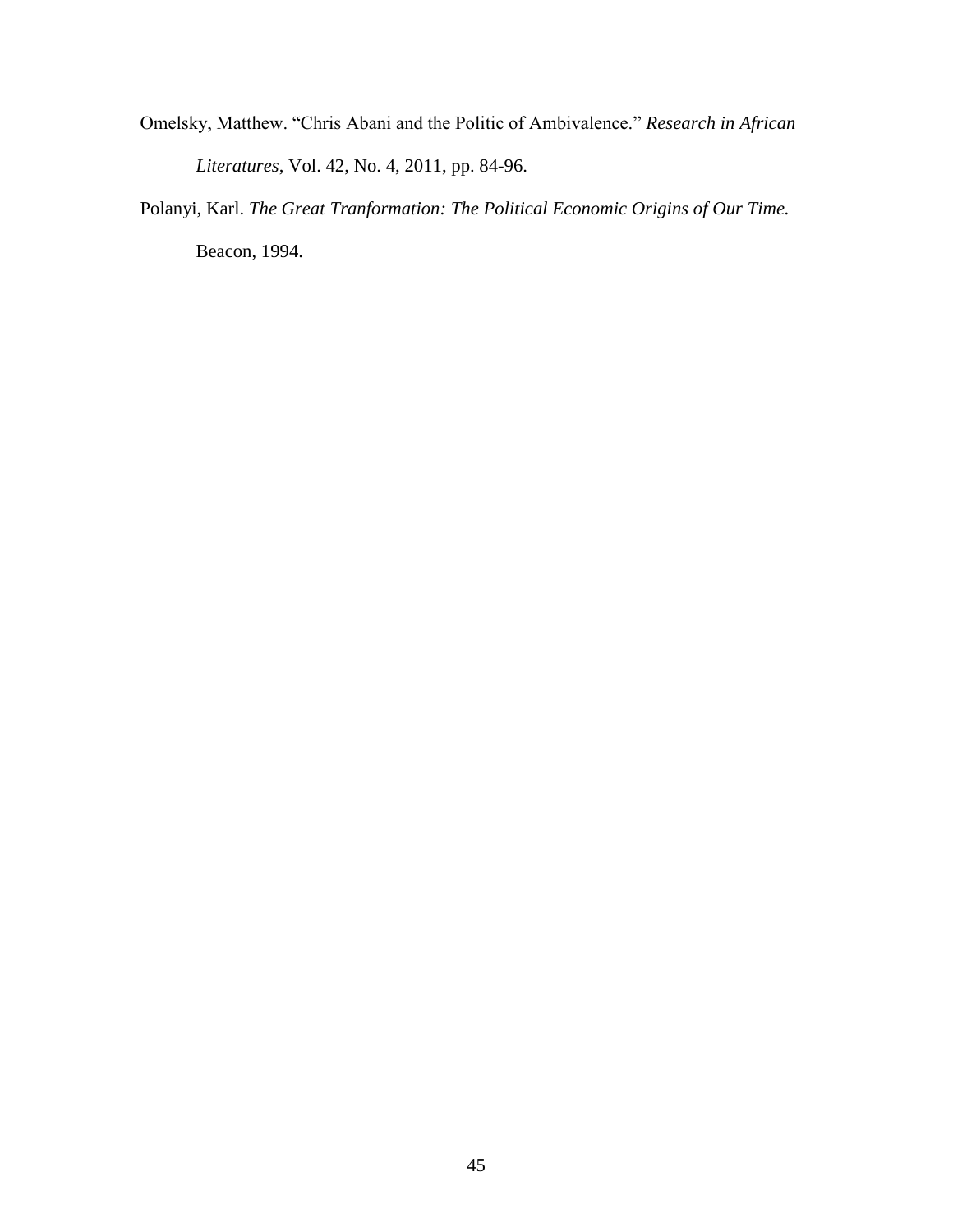Omelsky, Matthew. “Chris Abani and the Politic of Ambivalence.” *Research in African Literatures*, Vol. 42, No. 4, 2011, pp. 84-96.

Polanyi, Karl. *The Great Tranformation: The Political Economic Origins of Our Time.* Beacon, 1994.